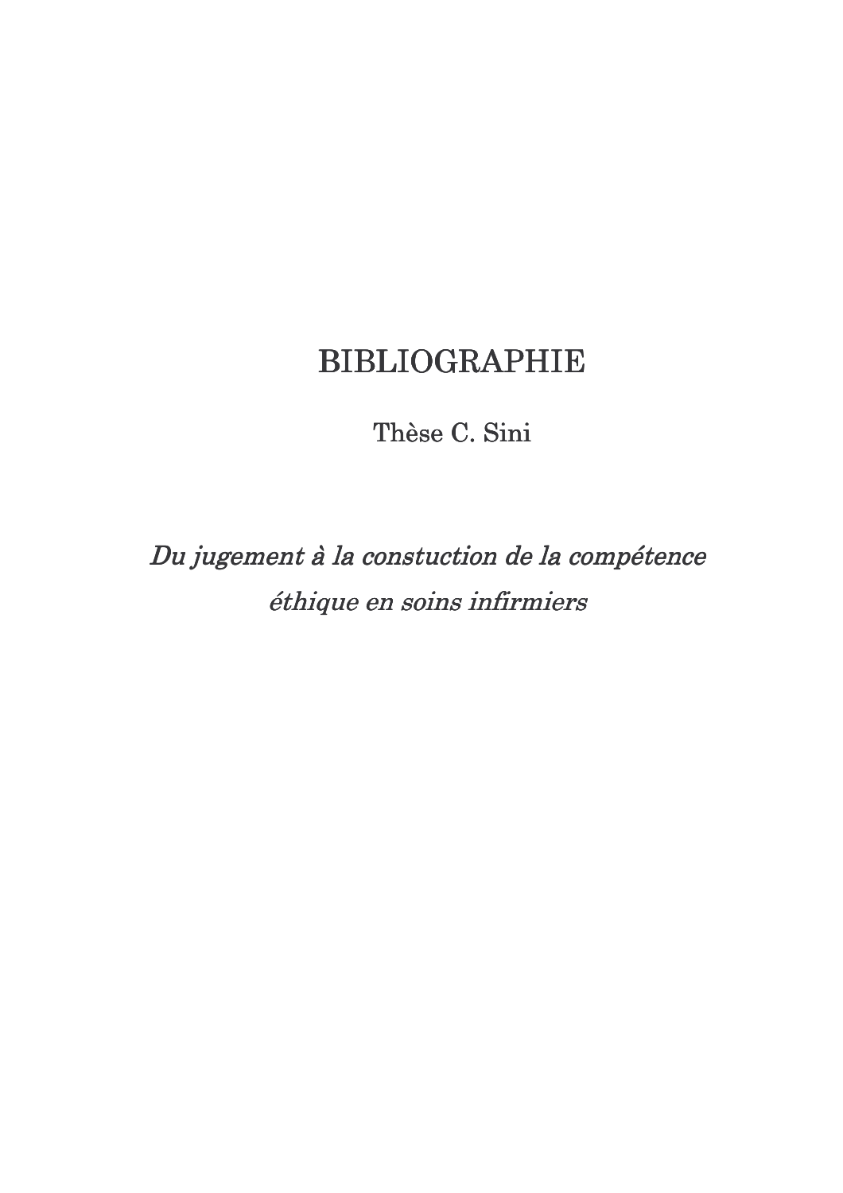# BIBLIOGRAPHIE

Thèse C. Sini

*Du jugement à la constuction de la compétence éthique en soins infirmiers*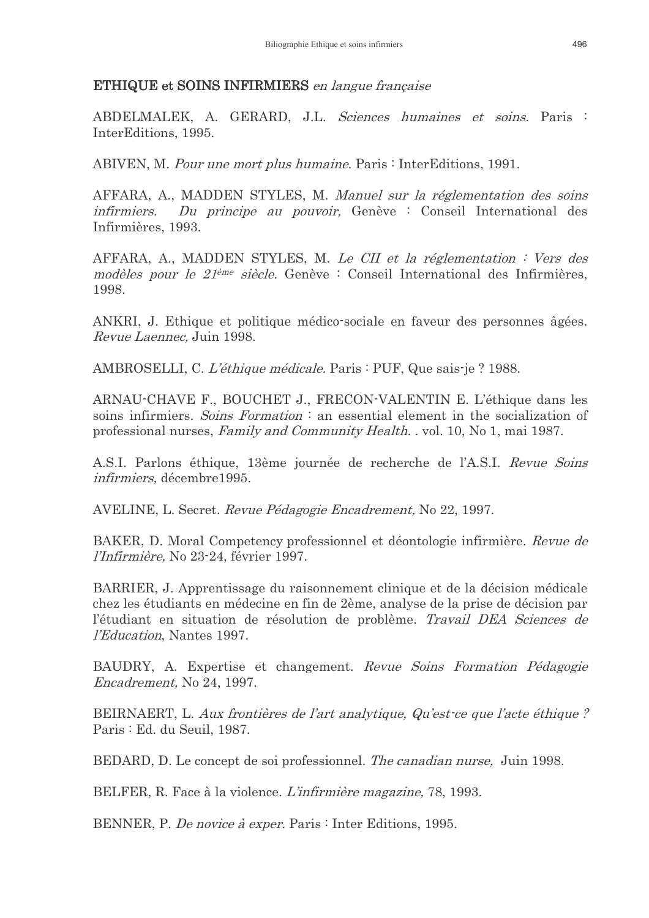## **ETHIQUE** et **SOINS INFIRMIERS** *en langue française*

ABDELMALEK, A. GERARD, J.L. *Sciences humaines et soins.* Paris : InterEditions, 1995.

ABIVEN, M. *Pour une mort plus humaine*. Paris : InterEditions, 1991.

AFFARA, A., MADDEN STYLES, M. *Manuel sur la réglementation des soins infirmiers. Du principe au pouvoir,* Genève : Conseil International des Infirmières, 1993.

AFFARA, A., MADDEN STYLES, M. *Le CII et la réglementation : Vers des modèles pour le 21ème siècle.* Genève : Conseil International des Infirmières, 1998.

ANKRI, J. Ethique et politique médico-sociale en faveur des personnes âgées. *Revue Laennec,* Juin 1998.

AMBROSELLI, C. *L'éthique médicale.* Paris : PUF, Que sais-je ? 1988.

ARNAU-CHAVE F., BOUCHET J., FRECON-VALENTIN E. L'éthique dans les soins infirmiers. *Soins Formation* : an essential element in the socialization of professional nurses, *Family and Community Health. .* vol. 10, No 1, mai 1987.

A.S.I. Parlons éthique, 13ème journée de recherche de l'A.S.I. *Revue Soins infirmiers,* décembre1995.

AVELINE, L. Secret. *Revue Pédagogie Encadrement,* No 22, 1997.

BAKER, D. Moral Competency professionnel et déontologie infirmière. *Revue de l'Infirmière,* No 23-24, février 1997.

BARRIER, J. Apprentissage du raisonnement clinique et de la décision médicale chez les étudiants en médecine en fin de 2ème, analyse de la prise de décision par l'étudiant en situation de résolution de problème. *Travail DEA Sciences de l'Education*, Nantes 1997.

BAUDRY, A. Expertise et changement. *Revue Soins Formation Pédagogie Encadrement,* No 24, 1997.

BEIRNAERT, L. *Aux frontières de l'art analytique, Qu'est-ce que l'acte éthique ?* Paris : Ed. du Seuil, 1987.

BEDARD, D. Le concept de soi professionnel. *The canadian nurse,* Juin 1998.

BELFER, R. Face à la violence. *L'infirmière magazine,* 78, 1993.

BENNER, P. *De novice à exper.* Paris : Inter Editions, 1995.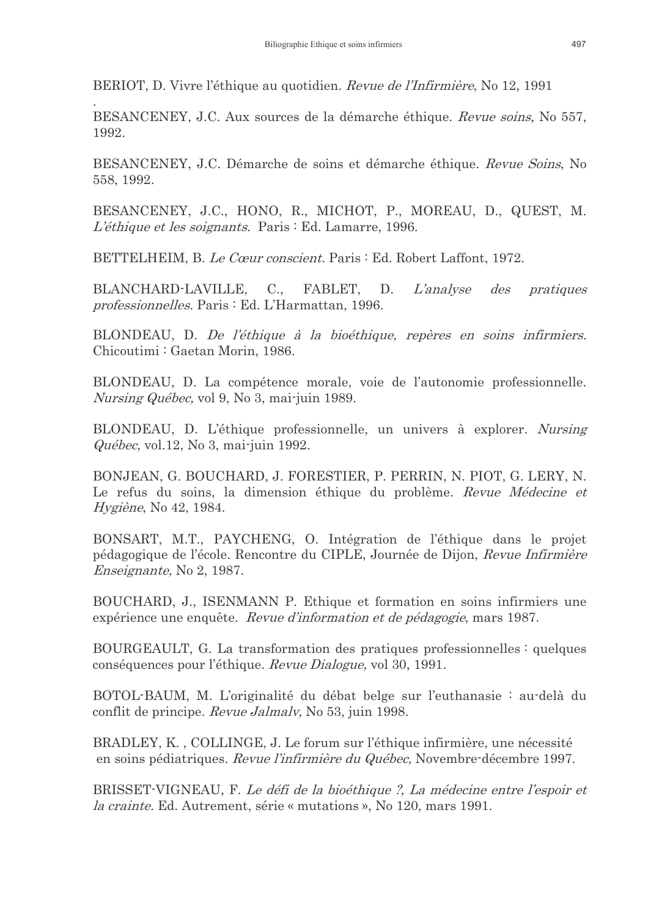BERIOT, D. Vivre l'éthique au quotidien. *Revue de l'Infirmière*, No 12, 1991

.

BESANCENEY, J.C. Aux sources de la démarche éthique. *Revue soins*, No 557, 1992.

BESANCENEY, J.C. Démarche de soins et démarche éthique. *Revue Soins*, No 558, 1992.

BESANCENEY, J.C., HONO, R., MICHOT, P., MOREAU, D., QUEST, M. *L'éthique et les soignants.* Paris : Ed. Lamarre, 1996.

BETTELHEIM, B. *Le Cœur conscient.* Paris : Ed. Robert Laffont, 1972.

BLANCHARD-LAVILLE, C., FABLET, D. *L'analyse des pratiques professionnelles.* Paris : Ed. L'Harmattan, 1996.

BLONDEAU, D. *De l'éthique à la bioéthique, repères en soins infirmiers.* Chicoutimi : Gaetan Morin, 1986.

BLONDEAU, D. La compétence morale, voie de l'autonomie professionnelle. *Nursing Québec,* vol 9, No 3, mai-juin 1989.

BLONDEAU, D. L'éthique professionnelle, un univers à explorer. *Nursing Québec,* vol.12, No 3, mai-juin 1992.

BONJEAN, G. BOUCHARD, J. FORESTIER, P. PERRIN, N. PIOT, G. LERY, N. Le refus du soins, la dimension éthique du problème. *Revue Médecine et Hygiène*, No 42, 1984.

BONSART, M.T., PAYCHENG, O. Intégration de l'éthique dans le projet pédagogique de l'école. Rencontre du CIPLE, Journée de Dijon, *Revue Infirmière Enseignante,* No 2, 1987.

BOUCHARD, J., ISENMANN P. Ethique et formation en soins infirmiers une expérience une enquête. *Revue d'information et de pédagogie*, mars 1987.

BOURGEAULT, G. La transformation des pratiques professionnelles : quelques conséquences pour l'éthique. *Revue Dialogue,* vol 30, 1991.

BOTOL-BAUM, M. L'originalité du débat belge sur l'euthanasie : au-delà du conflit de principe. *Revue Jalmalv,* No 53, juin 1998.

BRADLEY, K. , COLLINGE, J. Le forum sur l'éthique infirmière, une nécessité en soins pédiatriques. *Revue l'infirmière du Québec,* Novembre-décembre 1997.

BRISSET-VIGNEAU, F. *Le défi de la bioéthique ?, La médecine entre l'espoir et la crainte.* Ed. Autrement, série « mutations », No 120, mars 1991.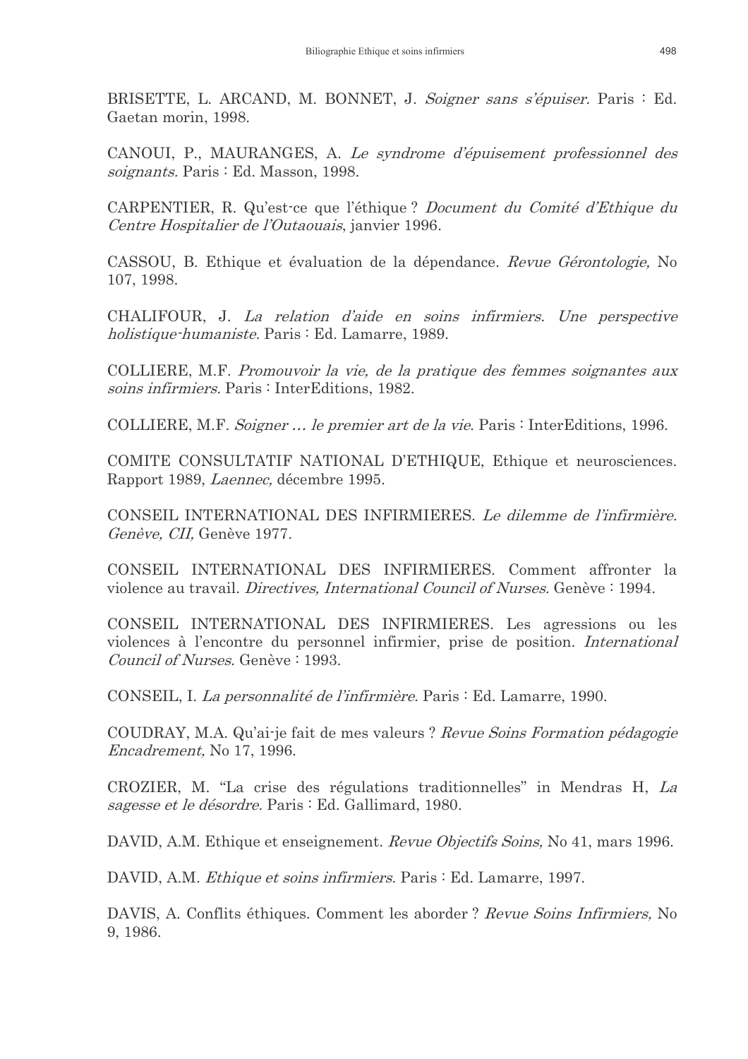BRISETTE, L. ARCAND, M. BONNET, J. *Soigner sans s'épuiser.* Paris : Ed. Gaetan morin, 1998.

CANOUI, P., MAURANGES, A. *Le syndrome d'épuisement professionnel des soignants.* Paris : Ed. Masson, 1998.

CARPENTIER, R. Qu'est-ce que l'éthique ? *Document du Comité d'Ethique du Centre Hospitalier de l'Outaouais*, janvier 1996.

CASSOU, B. Ethique et évaluation de la dépendance. *Revue Gérontologie,* No 107, 1998.

CHALIFOUR, J. *La relation d'aide en soins infirmiers. Une perspective holistique-humaniste.* Paris : Ed. Lamarre, 1989.

COLLIERE, M.F. *Promouvoir la vie, de la pratique des femmes soignantes aux soins infirmiers.* Paris : InterEditions, 1982.

COLLIERE, M.F. *Soigner … le premier art de la vie*. Paris : InterEditions, 1996.

COMITE CONSULTATIF NATIONAL D'ETHIQUE, Ethique et neurosciences. Rapport 1989, *Laennec,* décembre 1995.

CONSEIL INTERNATIONAL DES INFIRMIERES. *Le dilemme de l'infirmière. Genève, CII,* Genève 1977.

CONSEIL INTERNATIONAL DES INFIRMIERES. Comment affronter la violence au travail. *Directives, International Council of Nurses.* Genève : 1994.

CONSEIL INTERNATIONAL DES INFIRMIERES. Les agressions ou les violences à l'encontre du personnel infirmier, prise de position. *International Council of Nurses*. Genève : 1993.

CONSEIL, I. *La personnalité de l'infirmière.* Paris : Ed. Lamarre, 1990.

COUDRAY, M.A. Qu'ai-je fait de mes valeurs ? *Revue Soins Formation pédagogie Encadrement,* No 17, 1996.

CROZIER, M. "La crise des régulations traditionnelles" in Mendras H, *La sagesse et le désordre.* Paris : Ed. Gallimard, 1980.

DAVID, A.M. Ethique et enseignement. *Revue Objectifs Soins,* No 41, mars 1996.

DAVID, A.M. *Ethique et soins infirmiers*. Paris : Ed. Lamarre, 1997.

DAVIS, A. Conflits éthiques. Comment les aborder ? *Revue Soins Infirmiers,* No 9, 1986.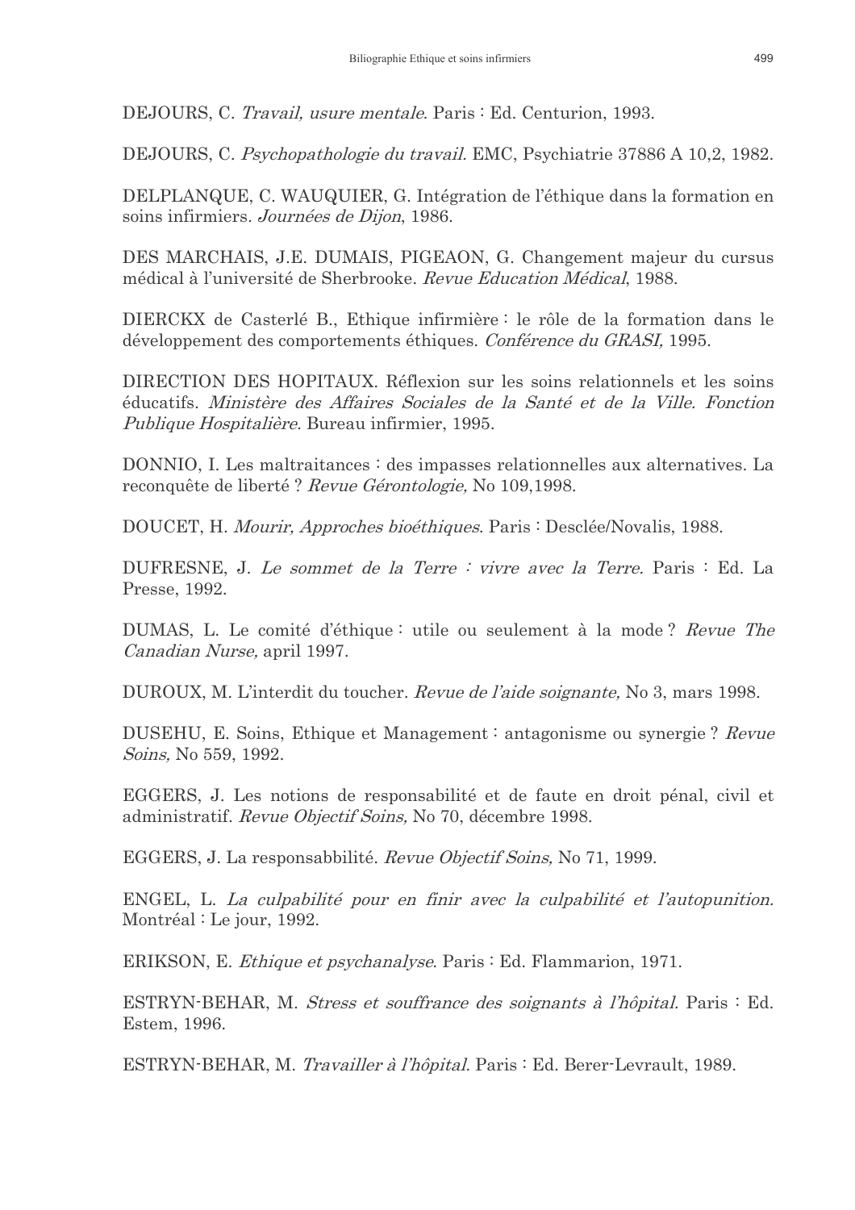DEJOURS, C. *Travail, usure mentale*. Paris : Ed. Centurion, 1993.

DEJOURS, C. *Psychopathologie du travail.* EMC, Psychiatrie 37886 A 10,2, 1982.

DELPLANQUE, C. WAUQUIER, G. Intégration de l'éthique dans la formation en soins infirmiers*. Journées de Dijon*, 1986.

DES MARCHAIS, J.E. DUMAIS, PIGEAON, G. Changement majeur du cursus médical à l'université de Sherbrooke. *Revue Education Médical*, 1988.

DIERCKX de Casterlé B., Ethique infirmière : le rôle de la formation dans le développement des comportements éthiques. *Conférence du GRASI,* 1995.

DIRECTION DES HOPITAUX. Réflexion sur les soins relationnels et les soins éducatifs. *Ministère des Affaires Sociales de la Santé et de la Ville. Fonction Publique Hospitalière.* Bureau infirmier, 1995.

DONNIO, I. Les maltraitances : des impasses relationnelles aux alternatives. La reconquête de liberté ? *Revue Gérontologie,* No 109,1998.

DOUCET, H. *Mourir, Approches bioéthiques*. Paris : Desclée/Novalis, 1988.

DUFRESNE, J. *Le sommet de la Terre : vivre avec la Terre.* Paris : Ed. La Presse, 1992.

DUMAS, L. Le comité d'éthique : utile ou seulement à la mode ? *Revue The Canadian Nurse,* april 1997.

DUROUX, M. L'interdit du toucher. *Revue de l'aide soignante,* No 3, mars 1998.

DUSEHU, E. Soins, Ethique et Management : antagonisme ou synergie ? *Revue Soins,* No 559, 1992.

EGGERS, J. Les notions de responsabilité et de faute en droit pénal, civil et administratif. *Revue Objectif Soins,* No 70, décembre 1998.

EGGERS, J. La responsabbilité. *Revue Objectif Soins,* No 71, 1999.

ENGEL, L. *La culpabilité pour en finir avec la culpabilité et l'autopunition.* Montréal : Le jour, 1992.

ERIKSON, E. *Ethique et psychanalyse*. Paris : Ed. Flammarion, 1971.

ESTRYN-BEHAR, M. *Stress et souffrance des soignants à l'hôpital.* Paris : Ed. Estem, 1996.

ESTRYN-BEHAR, M. *Travailler à l'hôpital.* Paris : Ed. Berer-Levrault, 1989.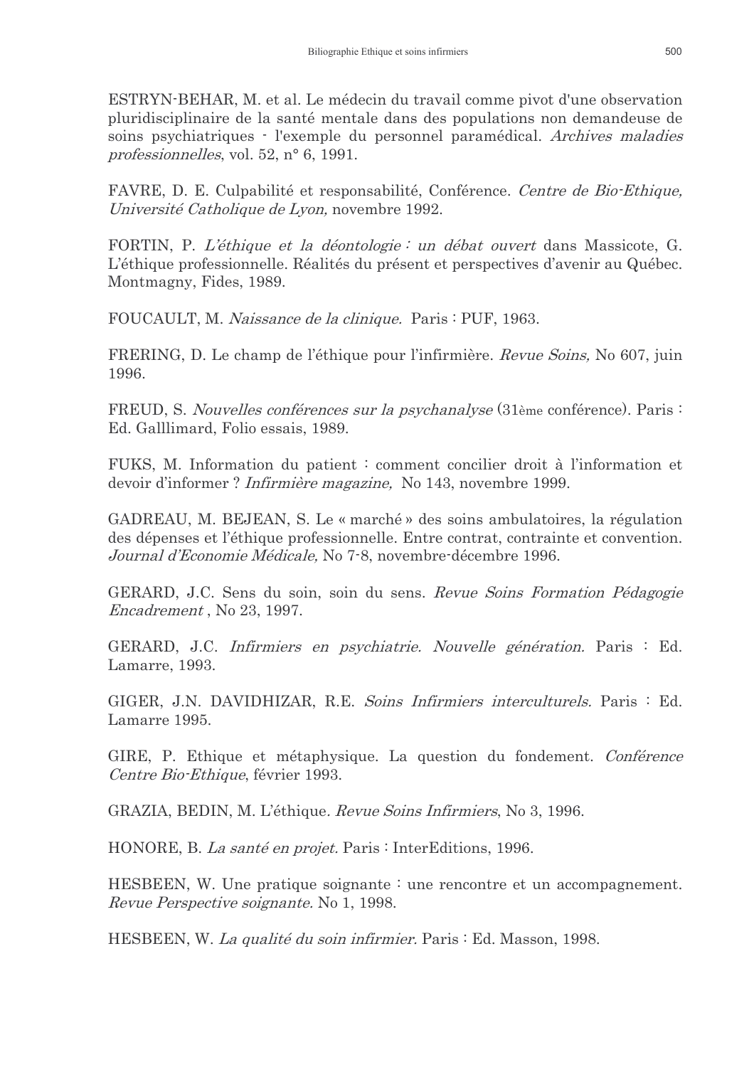ESTRYN-BEHAR, M. et al. Le médecin du travail comme pivot d'une observation pluridisciplinaire de la santé mentale dans des populations non demandeuse de soins psychiatriques - l'exemple du personnel paramédical. *Archives maladies professionnelles*, vol. 52, n° 6, 1991.

FAVRE, D. E. Culpabilité et responsabilité, Conférence. *Centre de Bio-Ethique, Université Catholique de Lyon,* novembre 1992.

FORTIN, P. *L'éthique et la déontologie : un débat ouvert* dans Massicote, G. L'éthique professionnelle. Réalités du présent et perspectives d'avenir au Québec. Montmagny, Fides, 1989.

FOUCAULT, M. *Naissance de la clinique.* Paris : PUF, 1963.

FRERING, D. Le champ de l'éthique pour l'infirmière. *Revue Soins,* No 607, juin 1996.

FREUD, S. *Nouvelles conférences sur la psychanalyse* (31ème conférence). Paris : Ed. Galllimard, Folio essais, 1989.

FUKS, M. Information du patient : comment concilier droit à l'information et devoir d'informer ? *Infirmière magazine,* No 143, novembre 1999.

GADREAU, M. BEJEAN, S. Le « marché » des soins ambulatoires, la régulation des dépenses et l'éthique professionnelle. Entre contrat, contrainte et convention. *Journal d'Economie Médicale,* No 7-8, novembre-décembre 1996.

GERARD, J.C. Sens du soin, soin du sens. *Revue Soins Formation Pédagogie Encadrement* , No 23, 1997.

GERARD, J.C. *Infirmiers en psychiatrie. Nouvelle génération.* Paris : Ed. Lamarre, 1993.

GIGER, J.N. DAVIDHIZAR, R.E. *Soins Infirmiers interculturels.* Paris : Ed. Lamarre 1995.

GIRE, P. Ethique et métaphysique. La question du fondement. *Conférence Centre Bio-Ethique*, février 1993.

GRAZIA, BEDIN, M. L'éthique*. Revue Soins Infirmiers*, No 3, 1996.

HONORE, B. *La santé en projet.* Paris : InterEditions, 1996.

HESBEEN, W. Une pratique soignante : une rencontre et un accompagnement. *Revue Perspective soignante.* No 1, 1998.

HESBEEN, W. *La qualité du soin infirmier.* Paris : Ed. Masson, 1998.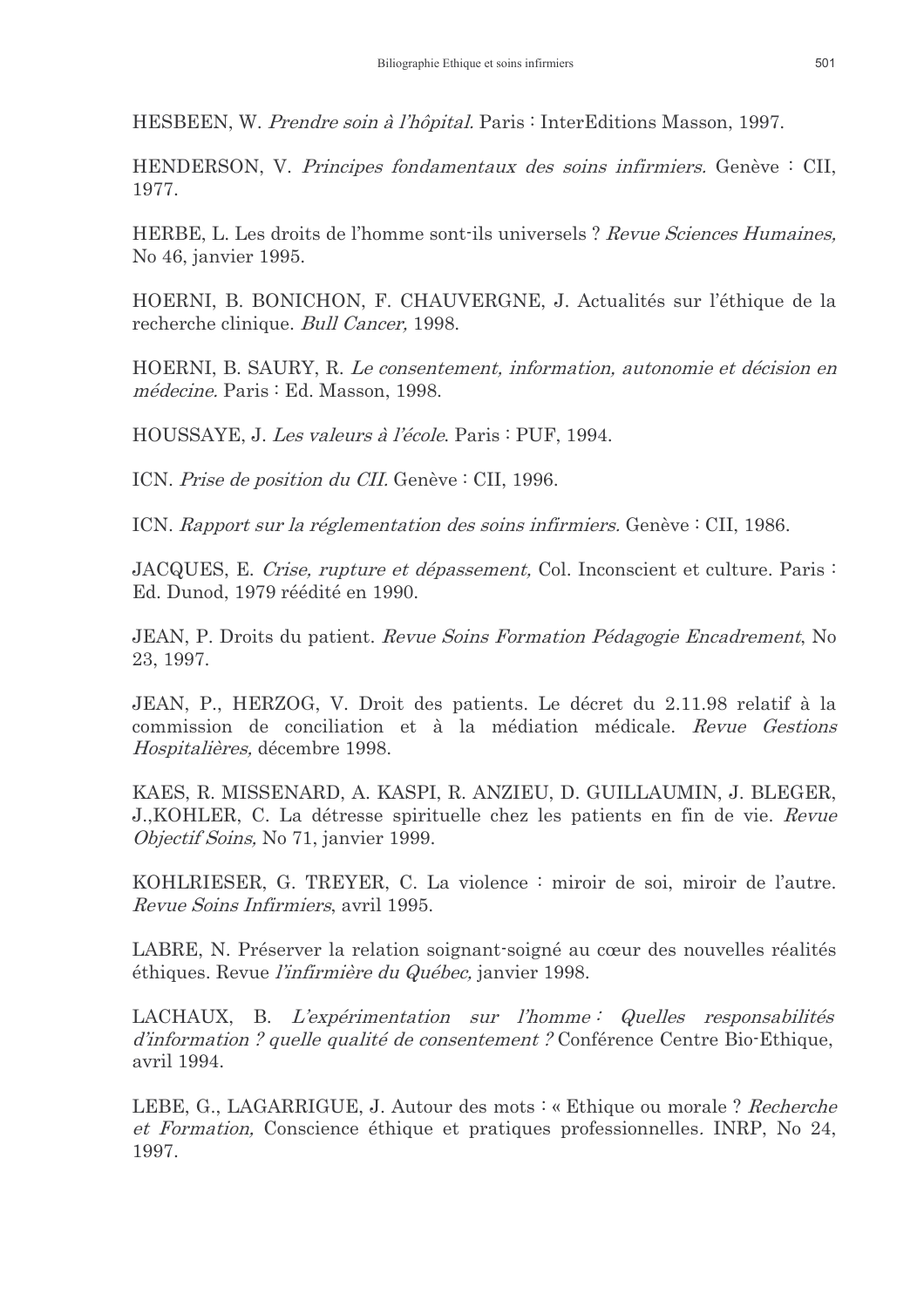HESBEEN, W. *Prendre soin à l'hôpital.* Paris : InterEditions Masson, 1997.

HENDERSON, V. *Principes fondamentaux des soins infirmiers.* Genève : CII, 1977.

HERBE, L. Les droits de l'homme sont-ils universels ? *Revue Sciences Humaines,* No 46, janvier 1995.

HOERNI, B. BONICHON, F. CHAUVERGNE, J. Actualités sur l'éthique de la recherche clinique. *Bull Cancer,* 1998.

HOERNI, B. SAURY, R. *Le consentement, information, autonomie et décision en médecine.* Paris : Ed. Masson, 1998.

HOUSSAYE, J. *Les valeurs à l'école*. Paris : PUF, 1994.

ICN. *Prise de position du CII.* Genève : CII, 1996.

ICN. *Rapport sur la réglementation des soins infirmiers.* Genève : CII, 1986.

JACQUES, E. *Crise, rupture et dépassement,* Col. Inconscient et culture. Paris : Ed. Dunod, 1979 réédité en 1990.

JEAN, P. Droits du patient. *Revue Soins Formation Pédagogie Encadrement*, No 23, 1997.

JEAN, P., HERZOG, V. Droit des patients. Le décret du 2.11.98 relatif à la commission de conciliation et à la médiation médicale. *Revue Gestions Hospitalières,* décembre 1998.

KAES, R. MISSENARD, A. KASPI, R. ANZIEU, D. GUILLAUMIN, J. BLEGER, J.,KOHLER, C. La détresse spirituelle chez les patients en fin de vie. *Revue Objectif Soins,* No 71, janvier 1999.

KOHLRIESER, G. TREYER, C. La violence : miroir de soi, miroir de l'autre. *Revue Soins Infirmiers*, avril 1995.

LABRE, N. Préserver la relation soignant-soigné au cœur des nouvelles réalités éthiques. Revue *l'infirmière du Québec,* janvier 1998.

LACHAUX, B. *L'expérimentation sur l'homme : Quelles responsabilités d'information ? quelle qualité de consentement ?* Conférence Centre Bio-Ethique, avril 1994.

LEBE, G., LAGARRIGUE, J. Autour des mots : « Ethique ou morale ? *Recherche et Formation,* Conscience éthique et pratiques professionnelles. INRP, No 24, 1997.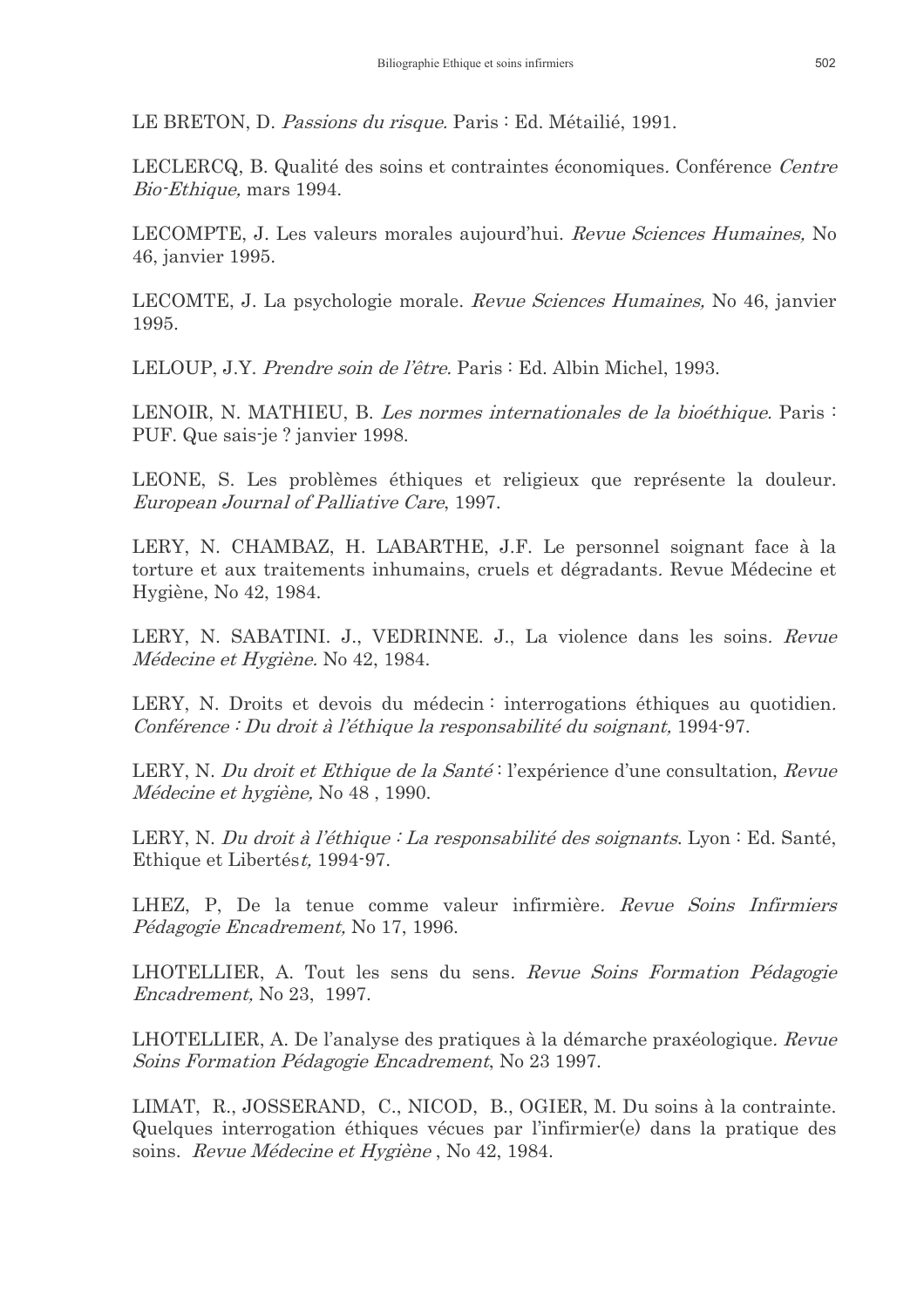LE BRETON, D. *Passions du risque.* Paris : Ed. Métailié, 1991.

LECLERCQ, B. Qualité des soins et contraintes économiques. Conférence *Centre Bio-Ethique,* mars 1994.

LECOMPTE, J. Les valeurs morales aujourd'hui. *Revue Sciences Humaines,* No 46, janvier 1995.

LECOMTE, J. La psychologie morale. *Revue Sciences Humaines,* No 46, janvier 1995.

LELOUP, J.Y. *Prendre soin de l'être.* Paris : Ed. Albin Michel, 1993.

LENOIR, N. MATHIEU, B. *Les normes internationales de la bioéthique.* Paris : PUF. Que sais-je ? janvier 1998.

LEONE, S. Les problèmes éthiques et religieux que représente la douleur. *European Journal of Palliative Care*, 1997.

LERY, N. CHAMBAZ, H. LABARTHE, J.F. Le personnel soignant face à la torture et aux traitements inhumains, cruels et dégradants. Revue Médecine et Hygiène, No 42, 1984.

LERY, N. SABATINI. J., VEDRINNE. J., La violence dans les soins. *Revue Médecine et Hygiène.* No 42, 1984.

LERY, N. Droits et devois du médecin : interrogations éthiques au quotidien. *Conférence : Du droit à l'éthique la responsabilité du soignant,* 1994-97.

LERY, N. *Du droit et Ethique de la Santé* : l'expérience d'une consultation, *Revue Médecine et hygiène,* No 48 , 1990.

LERY, N. *Du droit à l'éthique : La responsabilité des soignants*. Lyon : Ed. Santé, Ethique et Libertés*t,* 1994-97.

LHEZ, P, De la tenue comme valeur infirmière. *Revue Soins Infirmiers Pédagogie Encadrement,* No 17, 1996.

LHOTELLIER, A. Tout les sens du sens. *Revue Soins Formation Pédagogie Encadrement,* No 23, 1997.

LHOTELLIER, A. De l'analyse des pratiques à la démarche praxéologique. *Revue Soins Formation Pédagogie Encadrement*, No 23 1997.

LIMAT, R., JOSSERAND, C., NICOD, B., OGIER, M. Du soins à la contrainte. Quelques interrogation éthiques vécues par l'infirmier(e) dans la pratique des soins. *Revue Médecine et Hygiène* , No 42, 1984.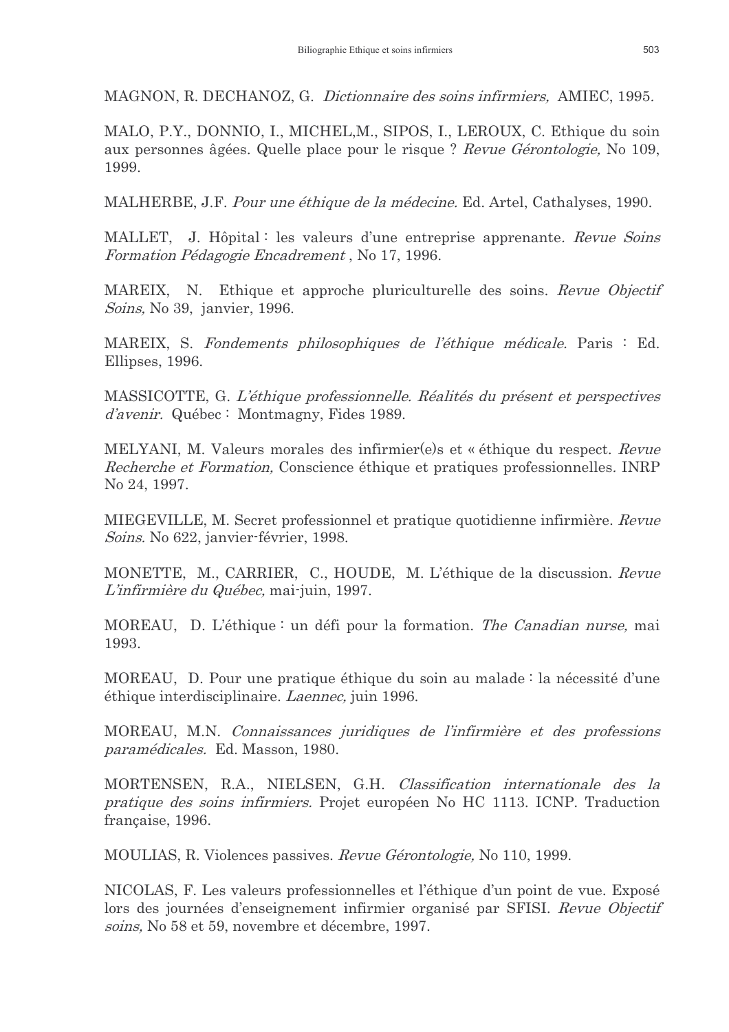MAGNON, R. DECHANOZ, G. *Dictionnaire des soins infirmiers,* AMIEC, 1995.

MALO, P.Y., DONNIO, I., MICHEL,M., SIPOS, I., LEROUX, C. Ethique du soin aux personnes âgées. Quelle place pour le risque ? *Revue Gérontologie,* No 109, 1999.

MALHERBE, J.F. *Pour une éthique de la médecine.* Ed. Artel, Cathalyses, 1990.

MALLET, J. Hôpital : les valeurs d'une entreprise apprenante. *Revue Soins Formation Pédagogie Encadrement* , No 17, 1996.

MAREIX, N. Ethique et approche pluriculturelle des soins. *Revue Objectif Soins,* No 39, janvier, 1996.

MAREIX, S. *Fondements philosophiques de l'éthique médicale.* Paris : Ed. Ellipses, 1996.

MASSICOTTE, G. *L'éthique professionnelle. Réalités du présent et perspectives d'avenir.* Québec : Montmagny, Fides 1989.

MELYANI, M. Valeurs morales des infirmier(e)s et « éthique du respect. *Revue Recherche et Formation,* Conscience éthique et pratiques professionnelles. INRP No 24, 1997.

MIEGEVILLE, M. Secret professionnel et pratique quotidienne infirmière. *Revue Soins.* No 622, janvier-février, 1998.

MONETTE, M., CARRIER, C., HOUDE, M. L'éthique de la discussion. *Revue L'infirmière du Québec,* mai-juin, 1997.

MOREAU, D. L'éthique : un défi pour la formation. *The Canadian nurse,* mai 1993.

MOREAU, D. Pour une pratique éthique du soin au malade : la nécessité d'une éthique interdisciplinaire. *Laennec,* juin 1996.

MOREAU, M.N. *Connaissances juridiques de l'infirmière et des professions paramédicales.* Ed. Masson, 1980.

MORTENSEN, R.A., NIELSEN, G.H. *Classification internationale des la pratique des soins infirmiers.* Projet européen No HC 1113. ICNP. Traduction française, 1996.

MOULIAS, R. Violences passives. *Revue Gérontologie,* No 110, 1999.

NICOLAS, F. Les valeurs professionnelles et l'éthique d'un point de vue. Exposé lors des journées d'enseignement infirmier organisé par SFISI. *Revue Objectif soins,* No 58 et 59, novembre et décembre, 1997.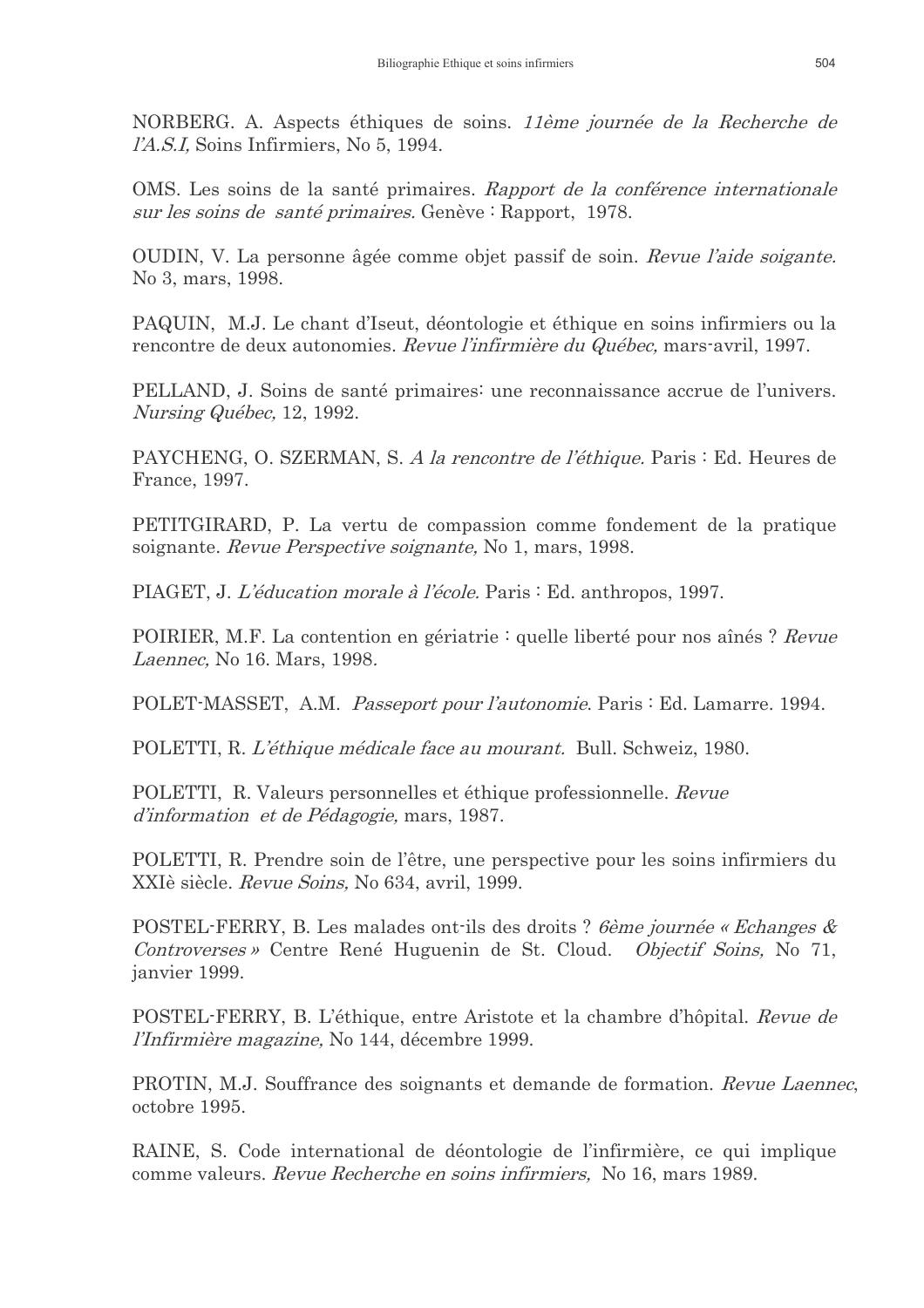NORBERG. A. Aspects éthiques de soins. *11ème journée de la Recherche de l'A.S.I,* Soins Infirmiers, No 5, 1994.

OMS. Les soins de la santé primaires. *Rapport de la conférence internationale sur les soins de santé primaires.* Genève : Rapport, 1978.

OUDIN, V. La personne âgée comme objet passif de soin. *Revue l'aide soigante.* No 3, mars, 1998.

PAQUIN, M.J. Le chant d'Iseut, déontologie et éthique en soins infirmiers ou la rencontre de deux autonomies. *Revue l'infirmière du Québec,* mars-avril, 1997.

PELLAND, J. Soins de santé primaires: une reconnaissance accrue de l'univers. *Nursing Québec,* 12, 1992.

PAYCHENG, O. SZERMAN, S. *A la rencontre de l'éthique.* Paris : Ed. Heures de France, 1997.

PETITGIRARD, P. La vertu de compassion comme fondement de la pratique soignante. *Revue Perspective soignante,* No 1, mars, 1998.

PIAGET, J. *L'éducation morale à l'école.* Paris : Ed. anthropos, 1997.

POIRIER, M.F. La contention en gériatrie : quelle liberté pour nos aînés ? *Revue Laennec,* No 16. Mars, 1998.

POLET-MASSET, A.M. *Passeport pour l'autonomie.* Paris : Ed. Lamarre. 1994.

POLETTI, R. *L'éthique médicale face au mourant.* Bull. Schweiz, 1980.

POLETTI, R. Valeurs personnelles et éthique professionnelle. *Revue d'information et de Pédagogie,* mars, 1987.

POLETTI, R. Prendre soin de l'être, une perspective pour les soins infirmiers du XXIè siècle. *Revue Soins,* No 634, avril, 1999.

POSTEL-FERRY, B. Les malades ont-ils des droits ? *6ème journée « Echanges & Controverses »* Centre René Huguenin de St. Cloud. *Objectif Soins,* No 71, janvier 1999.

POSTEL-FERRY, B. L'éthique, entre Aristote et la chambre d'hôpital. *Revue de l'Infirmière magazine,* No 144, décembre 1999.

PROTIN, M.J. Souffrance des soignants et demande de formation. *Revue Laennec*, octobre 1995.

RAINE, S. Code international de déontologie de l'infirmière, ce qui implique comme valeurs. *Revue Recherche en soins infirmiers,* No 16, mars 1989.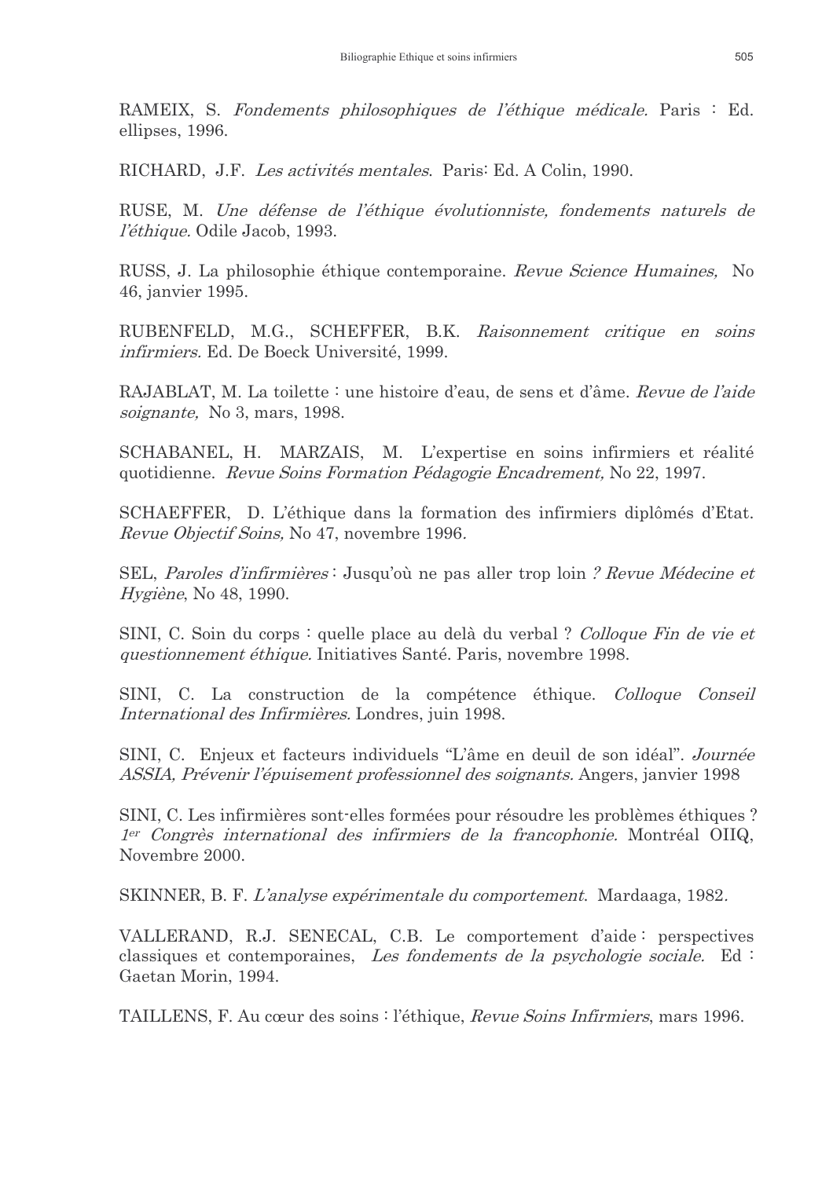RAMEIX, S. *Fondements philosophiques de l'éthique médicale.* Paris : Ed. ellipses, 1996.

RICHARD, J.F. *Les activités mentales.* Paris: Ed. A Colin, 1990.

RUSE, M. *Une défense de l'éthique évolutionniste, fondements naturels de l'éthique.* Odile Jacob, 1993.

RUSS, J. La philosophie éthique contemporaine. *Revue Science Humaines,* No 46, janvier 1995.

RUBENFELD, M.G., SCHEFFER, B.K. *Raisonnement critique en soins infirmiers.* Ed. De Boeck Université, 1999.

RAJABLAT, M. La toilette : une histoire d'eau, de sens et d'âme. *Revue de l'aide soignante,* No 3, mars, 1998.

SCHABANEL, H. MARZAIS, M. L'expertise en soins infirmiers et réalité quotidienne. *Revue Soins Formation Pédagogie Encadrement,* No 22, 1997.

SCHAEFFER, D. L'éthique dans la formation des infirmiers diplômés d'Etat. *Revue Objectif Soins,* No 47, novembre 1996.

SEL, *Paroles d'infirmières* : Jusqu'où ne pas aller trop loin *? Revue Médecine et Hygiène*, No 48, 1990.

SINI, C. Soin du corps : quelle place au delà du verbal ? *Colloque Fin de vie et questionnement éthique.* Initiatives Santé. Paris, novembre 1998.

SINI, C. La construction de la compétence éthique. *Colloque Conseil International des Infirmières.* Londres, juin 1998.

SINI, C. Enjeux et facteurs individuels "L'âme en deuil de son idéal". *Journée ASSIA, Prévenir l'épuisement professionnel des soignants.* Angers, janvier 1998

SINI, C. Les infirmières sont-elles formées pour résoudre les problèmes éthiques ? *1er Congrès international des infirmiers de la francophonie.* Montréal OIIQ, Novembre 2000.

SKINNER, B. F. *L'analyse expérimentale du comportement.* Mardaaga, 1982.

VALLERAND, R.J. SENECAL, C.B. Le comportement d'aide : perspectives classiques et contemporaines, *Les fondements de la psychologie sociale.* Ed : Gaetan Morin, 1994.

TAILLENS, F. Au cœur des soins : l'éthique, *Revue Soins Infirmiers*, mars 1996.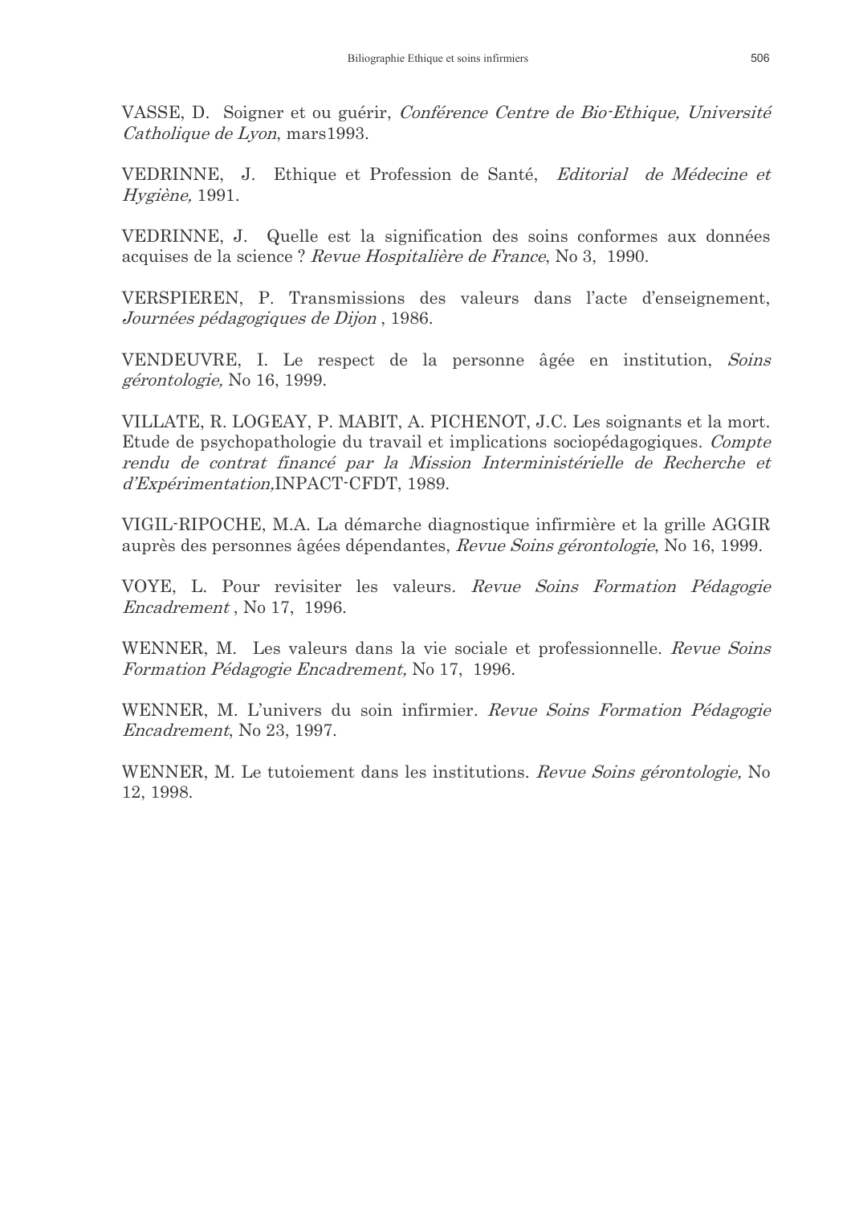VASSE, D. Soigner et ou guérir, *Conférence Centre de Bio-Ethique, Université Catholique de Lyon*, mars1993.

VEDRINNE, J. Ethique et Profession de Santé, *Editorial de Médecine et Hygiène,* 1991.

VEDRINNE, J. Quelle est la signification des soins conformes aux données acquises de la science ? *Revue Hospitalière de France*, No 3, 1990.

VERSPIEREN, P. Transmissions des valeurs dans l'acte d'enseignement, *Journées pédagogiques de Dijon* , 1986.

VENDEUVRE, I. Le respect de la personne âgée en institution, *Soins gérontologie,* No 16, 1999.

VILLATE, R. LOGEAY, P. MABIT, A. PICHENOT, J.C. Les soignants et la mort. Etude de psychopathologie du travail et implications sociopédagogiques. *Compte rendu de contrat financé par la Mission Interministérielle de Recherche et d'Expérimentation,*INPACT-CFDT, 1989.

VIGIL-RIPOCHE, M.A. La démarche diagnostique infirmière et la grille AGGIR auprès des personnes âgées dépendantes, *Revue Soins gérontologie*, No 16, 1999.

VOYE, L. Pour revisiter les valeurs. *Revue Soins Formation Pédagogie Encadrement* , No 17, 1996.

WENNER, M. Les valeurs dans la vie sociale et professionnelle. *Revue Soins Formation Pédagogie Encadrement,* No 17, 1996.

WENNER, M. L'univers du soin infirmier*. Revue Soins Formation Pédagogie Encadrement*, No 23, 1997.

WENNER, M. Le tutoiement dans les institutions. *Revue Soins gérontologie,* No 12, 1998.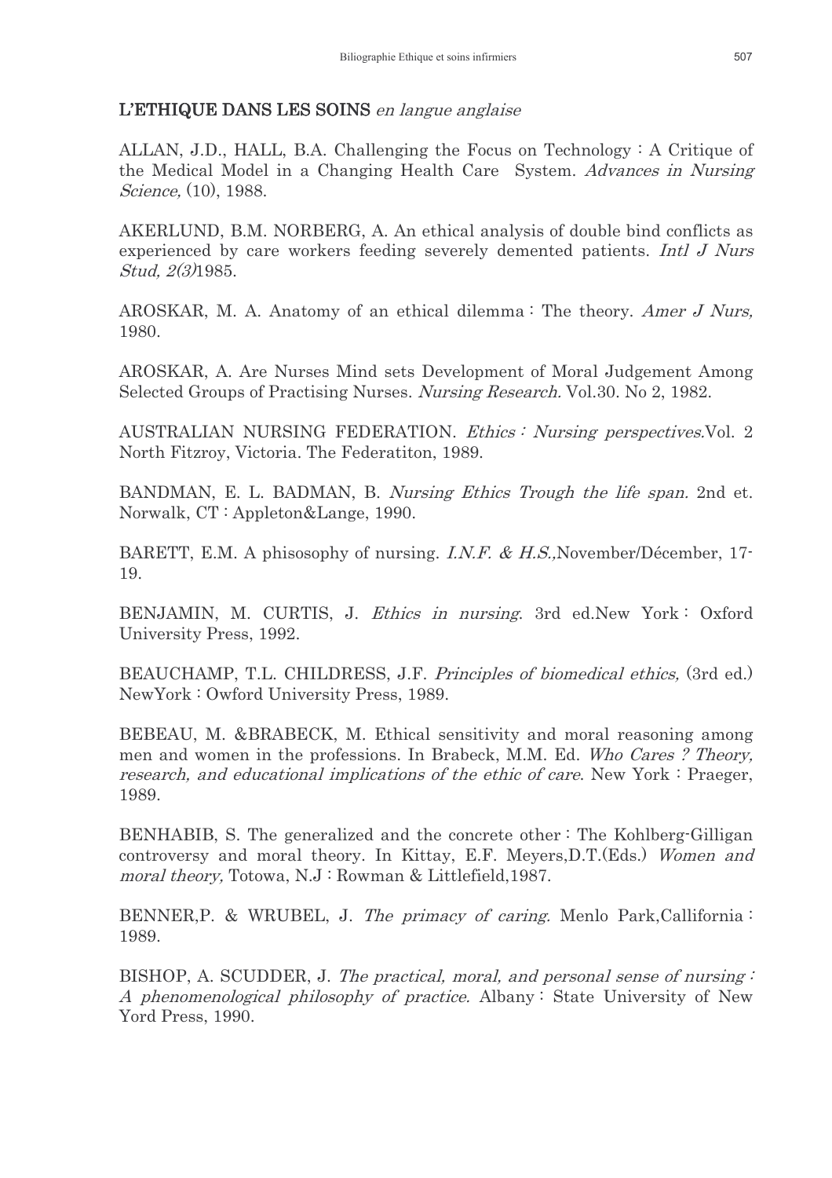## **L'ETHIQUE DANS LES SOINS** *en langue anglaise*

ALLAN, J.D., HALL, B.A. Challenging the Focus on Technology : A Critique of the Medical Model in a Changing Health Care System. *Advances in Nursing Science,* (10), 1988.

AKERLUND, B.M. NORBERG, A. An ethical analysis of double bind conflicts as experienced by care workers feeding severely demented patients. *Intl J Nurs Stud, 2(3)*1985.

AROSKAR, M. A. Anatomy of an ethical dilemma : The theory. *Amer J Nurs,* 1980.

AROSKAR, A. Are Nurses Mind sets Development of Moral Judgement Among Selected Groups of Practising Nurses. *Nursing Research.* Vol.30. No 2, 1982.

AUSTRALIAN NURSING FEDERATION. *Ethics : Nursing perspectives.*Vol. 2 North Fitzroy, Victoria. The Federatiton, 1989.

BANDMAN, E. L. BADMAN, B. *Nursing Ethics Trough the life span.* 2nd et. Norwalk, CT : Appleton&Lange, 1990.

BARETT, E.M. A phisosophy of nursing. *I.N.F. & H.S.,*November/Décember, 17-19.

BENJAMIN, M. CURTIS, J. *Ethics in nursing.* 3rd ed.New York : Oxford University Press, 1992.

BEAUCHAMP, T.L. CHILDRESS, J.F. *Principles of biomedical ethics,* (3rd ed.) NewYork : Owford University Press, 1989.

BEBEAU, M. &BRABECK, M. Ethical sensitivity and moral reasoning among men and women in the professions. In Brabeck, M.M. Ed. *Who Cares ? Theory, research, and educational implications of the ethic of care.* New York : Praeger, 1989.

BENHABIB, S. The generalized and the concrete other : The Kohlberg-Gilligan controversy and moral theory. In Kittay, E.F. Meyers,D.T.(Eds.) *Women and moral theory,* Totowa, N.J : Rowman & Littlefield,1987.

BENNER,P. & WRUBEL, J. *The primacy of caring.* Menlo Park,Callifornia : 1989.

BISHOP, A. SCUDDER, J. *The practical, moral, and personal sense of nursing : A phenomenological philosophy of practice.* Albany : State University of New Yord Press, 1990.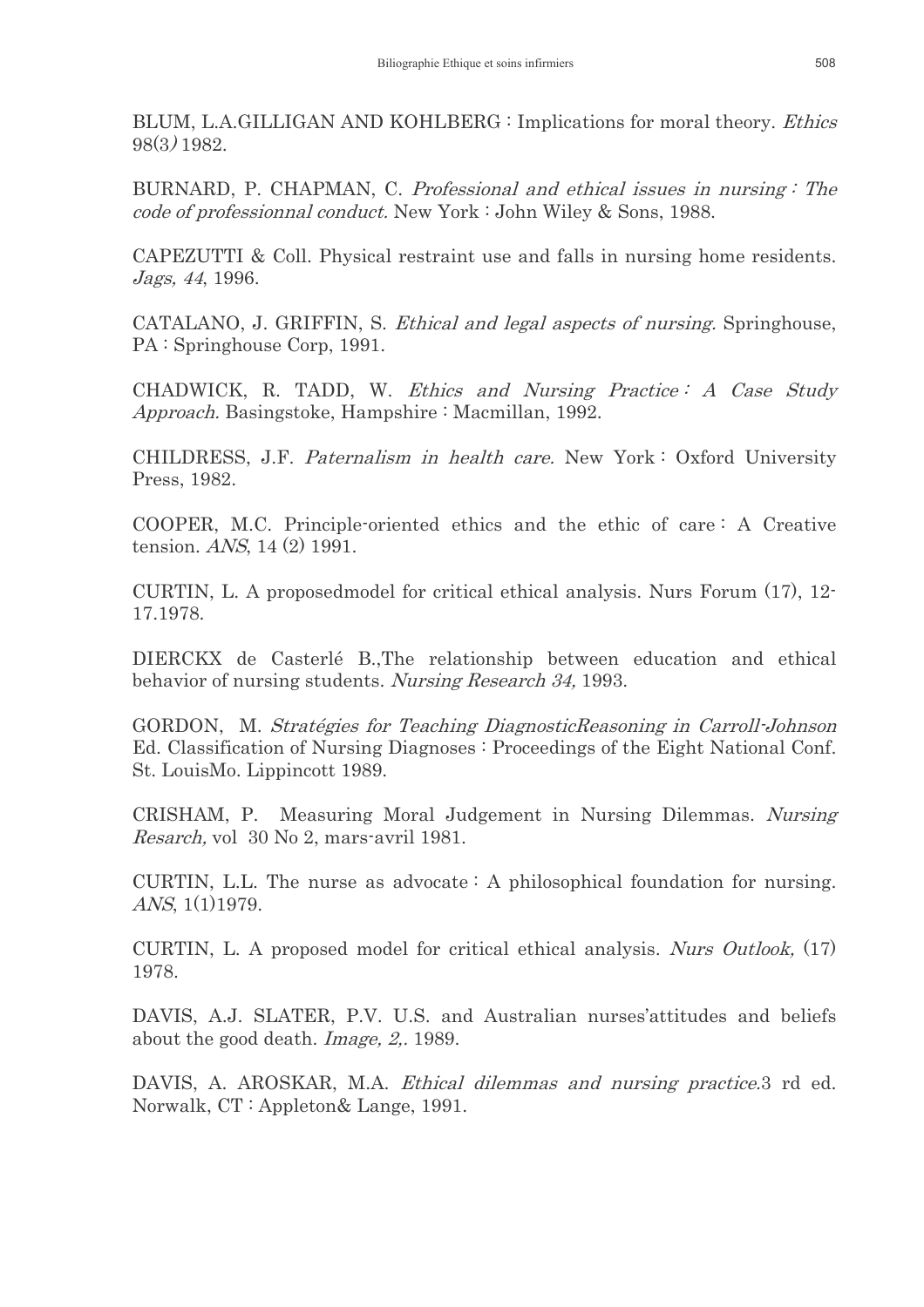BLUM, L.A.GILLIGAN AND KOHLBERG : Implications for moral theory. *Ethics* 98(3) 1982.

BURNARD, P. CHAPMAN, C. *Professional and ethical issues in nursing : The code of professionnal conduct.* New York : John Wiley & Sons, 1988.

CAPEZUTTI & Coll. Physical restraint use and falls in nursing home residents. *Jags, 44*, 1996.

CATALANO, J. GRIFFIN, S. *Ethical and legal aspects of nursing.* Springhouse, PA : Springhouse Corp, 1991.

CHADWICK, R. TADD, W. *Ethics and Nursing Practice : A Case Study Approach.* Basingstoke, Hampshire : Macmillan, 1992.

CHILDRESS, J.F. *Paternalism in health care.* New York : Oxford University Press, 1982.

COOPER, M.C. Principle-oriented ethics and the ethic of care : A Creative tension. *ANS*, 14 (2) 1991.

CURTIN, L. A proposedmodel for critical ethical analysis. Nurs Forum (17), 12-17.1978.

DIERCKX de Casterlé B.,The relationship between education and ethical behavior of nursing students. *Nursing Research 34,* 1993.

GORDON, M. *Stratégies for Teaching DiagnosticReasoning in Carroll-Johnson* Ed. Classification of Nursing Diagnoses : Proceedings of the Eight National Conf. St. LouisMo. Lippincott 1989.

CRISHAM, P. Measuring Moral Judgement in Nursing Dilemmas. *Nursing Resarch,* vol 30 No 2, mars-avril 1981.

CURTIN, L.L. The nurse as advocate : A philosophical foundation for nursing. *ANS*, 1(1)1979.

CURTIN, L. A proposed model for critical ethical analysis. *Nurs Outlook,* (17) 1978.

DAVIS, A.J. SLATER, P.V. U.S. and Australian nurses'attitudes and beliefs about the good death. *Image, 2,.* 1989.

DAVIS, A. AROSKAR, M.A. *Ethical dilemmas and nursing practice.*3 rd ed. Norwalk, CT : Appleton& Lange, 1991.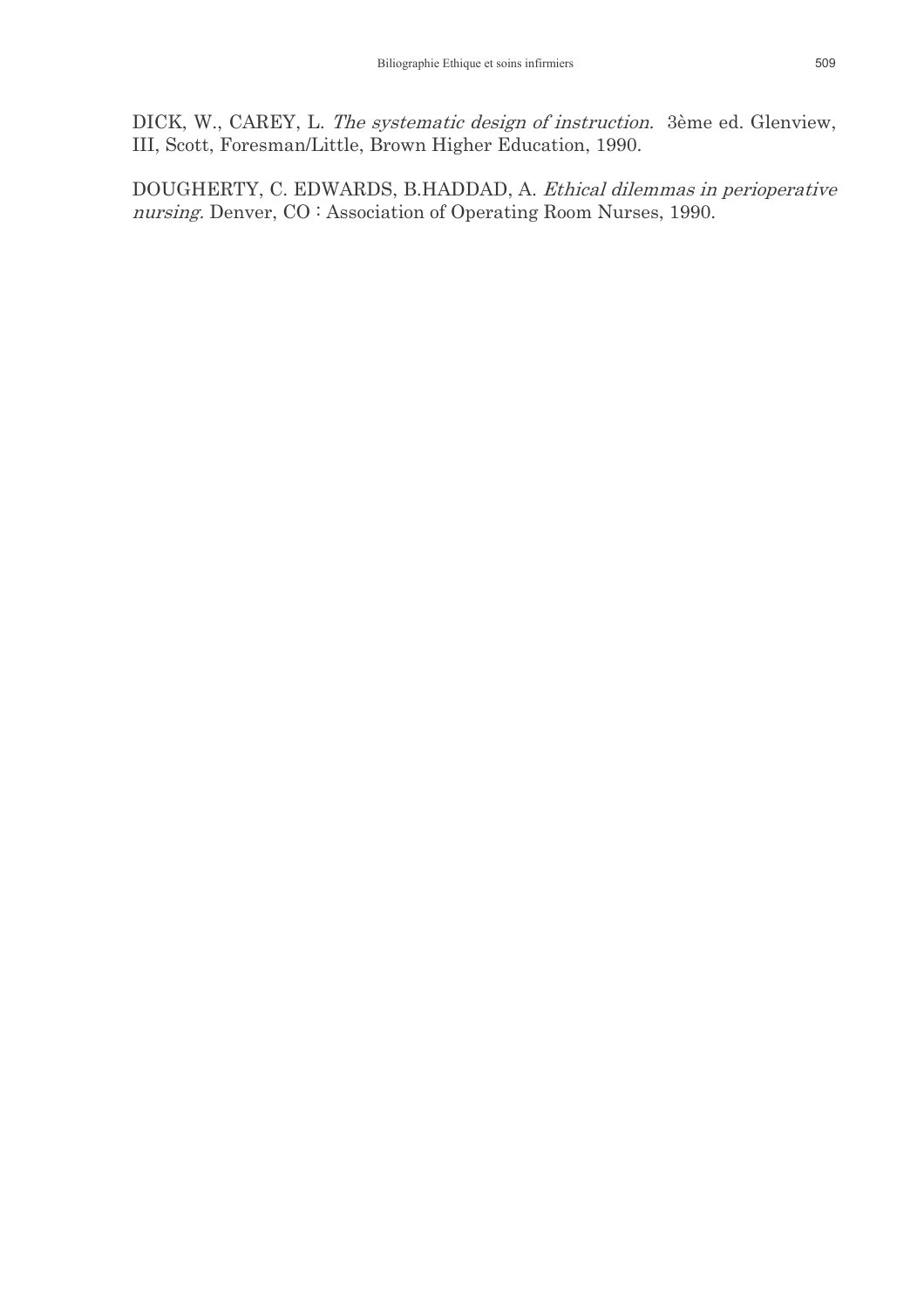DICK, W., CAREY, L. *The systematic design of instruction.* 3ème ed. Glenview, III, Scott, Foresman/Little, Brown Higher Education, 1990.

DOUGHERTY, C. EDWARDS, B.HADDAD, A. *Ethical dilemmas in perioperative nursing.* Denver, CO : Association of Operating Room Nurses, 1990.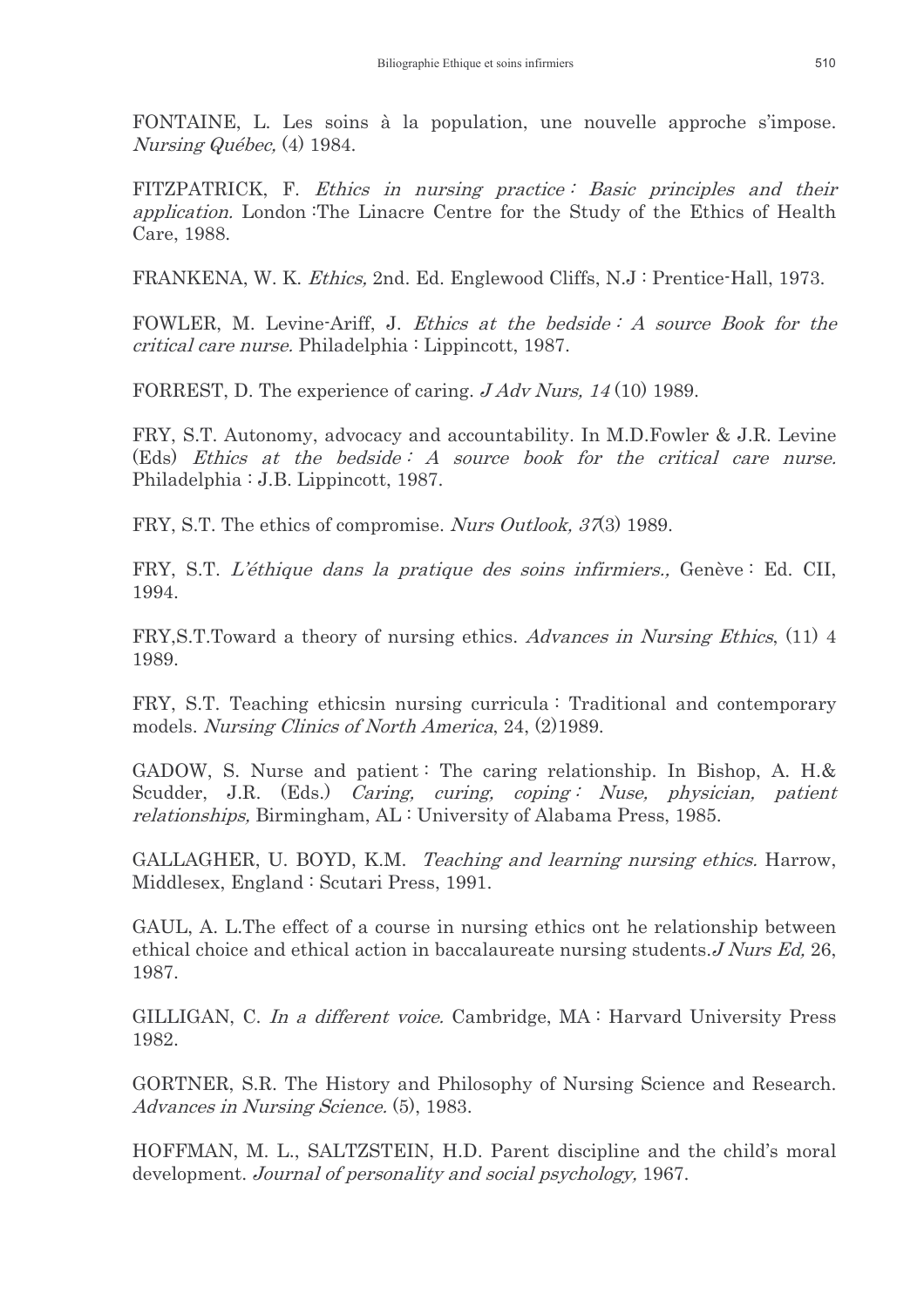FONTAINE, L. Les soins à la population, une nouvelle approche s'impose. *Nursing Québec,* (4) 1984.

FITZPATRICK, F. *Ethics in nursing practice : Basic principles and their application.* London :The Linacre Centre for the Study of the Ethics of Health Care, 1988.

FRANKENA, W. K. *Ethics,* 2nd. Ed. Englewood Cliffs, N.J : Prentice-Hall, 1973.

FOWLER, M. Levine-Ariff, J. *Ethics at the bedside : A source Book for the critical care nurse.* Philadelphia : Lippincott, 1987.

FORREST, D. The experience of caring. *J Adv Nurs, 14* (10) 1989.

FRY, S.T. Autonomy, advocacy and accountability. In M.D.Fowler & J.R. Levine (Eds) *Ethics at the bedside : A source book for the critical care nurse.* Philadelphia : J.B. Lippincott, 1987.

FRY, S.T. The ethics of compromise. *Nurs Outlook, 37*(3) 1989.

FRY, S.T. *L'éthique dans la pratique des soins infirmiers.,* Genève : Ed. CII, 1994.

FRY,S.T.Toward a theory of nursing ethics. *Advances in Nursing Ethics*, (11) 4 1989.

FRY, S.T. Teaching ethicsin nursing curricula : Traditional and contemporary models. *Nursing Clinics of North America*, 24, (2)1989.

GADOW, S. Nurse and patient : The caring relationship. In Bishop, A. H.& Scudder, J.R. (Eds.) *Caring, curing, coping : Nuse, physician, patient relationships,* Birmingham, AL : University of Alabama Press, 1985.

GALLAGHER, U. BOYD, K.M. *Teaching and learning nursing ethics.* Harrow, Middlesex, England : Scutari Press, 1991.

GAUL, A. L.The effect of a course in nursing ethics ont he relationship between ethical choice and ethical action in baccalaureate nursing students.*J Nurs Ed,* 26, 1987.

GILLIGAN, C. *In a different voice.* Cambridge, MA : Harvard University Press 1982.

GORTNER, S.R. The History and Philosophy of Nursing Science and Research. *Advances in Nursing Science.* (5), 1983.

HOFFMAN, M. L., SALTZSTEIN, H.D. Parent discipline and the child's moral development. *Journal of personality and social psychology,* 1967.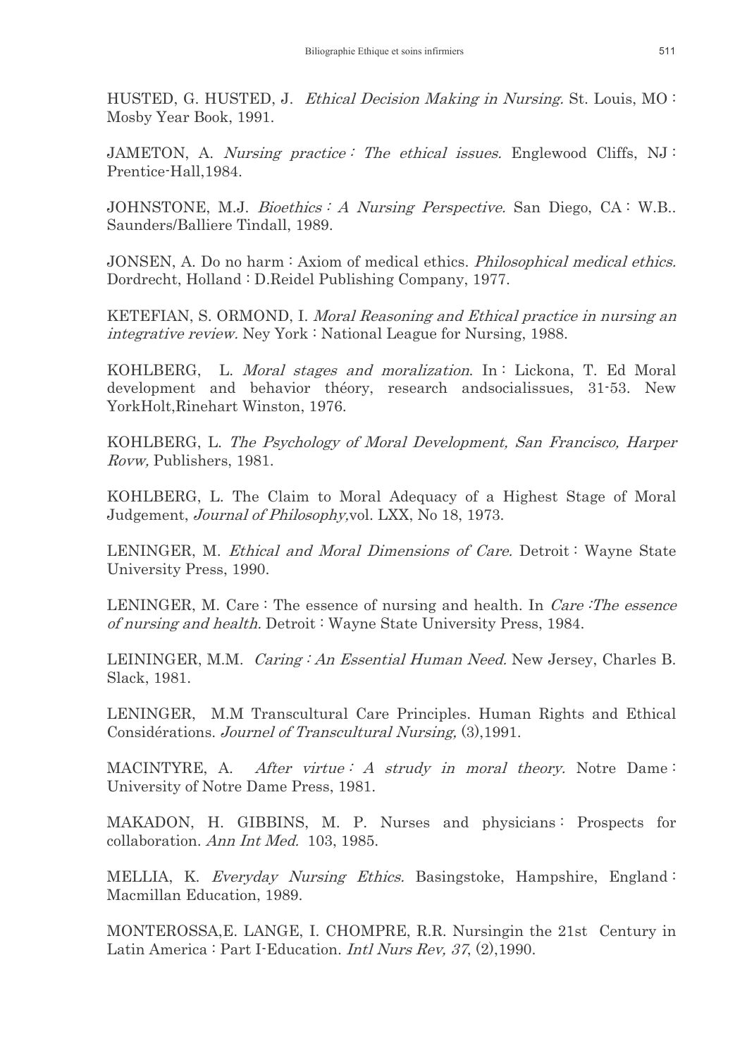HUSTED, G. HUSTED, J. *Ethical Decision Making in Nursing*. St. Louis, MO : Mosby Year Book, 1991.

JAMETON, A. *Nursing practice : The ethical issues.* Englewood Cliffs, NJ : Prentice-Hall,1984.

JOHNSTONE, M.J. *Bioethics : A Nursing Perspective.* San Diego, CA : W.B.. Saunders/Balliere Tindall, 1989.

JONSEN, A. Do no harm : Axiom of medical ethics. *Philosophical medical ethics.* Dordrecht, Holland : D.Reidel Publishing Company, 1977.

KETEFIAN, S. ORMOND, I. *Moral Reasoning and Ethical practice in nursing an integrative review.* Ney York : National League for Nursing, 1988.

KOHLBERG, L. *Moral stages and moralization*. In : Lickona, T. Ed Moral development and behavior théory, research andsocialissues, 31-53. New YorkHolt,Rinehart Winston, 1976.

KOHLBERG, L. *The Psychology of Moral Development, San Francisco, Harper Rovw,* Publishers, 1981.

KOHLBERG, L. The Claim to Moral Adequacy of a Highest Stage of Moral Judgement, *Journal of Philosophy,*vol. LXX, No 18, 1973.

LENINGER, M. *Ethical and Moral Dimensions of Care.* Detroit : Wayne State University Press, 1990.

LENINGER, M. Care : The essence of nursing and health. In *Care :The essence of nursing and health.* Detroit : Wayne State University Press, 1984.

LEININGER, M.M. *Caring : An Essential Human Need.* New Jersey, Charles B. Slack, 1981.

LENINGER, M.M Transcultural Care Principles. Human Rights and Ethical Considérations. *Journel of Transcultural Nursing,* (3),1991.

MACINTYRE, A. *After virtue : A strudy in moral theory.* Notre Dame : University of Notre Dame Press, 1981.

MAKADON, H. GIBBINS, M. P. Nurses and physicians : Prospects for collaboration. *Ann Int Med.* 103, 1985.

MELLIA, K. *Everyday Nursing Ethics.* Basingstoke, Hampshire, England : Macmillan Education, 1989.

MONTEROSSA,E. LANGE, I. CHOMPRE, R.R. Nursingin the 21st Century in Latin America : Part I-Education. *Intl Nurs Rev, 37*, (2),1990.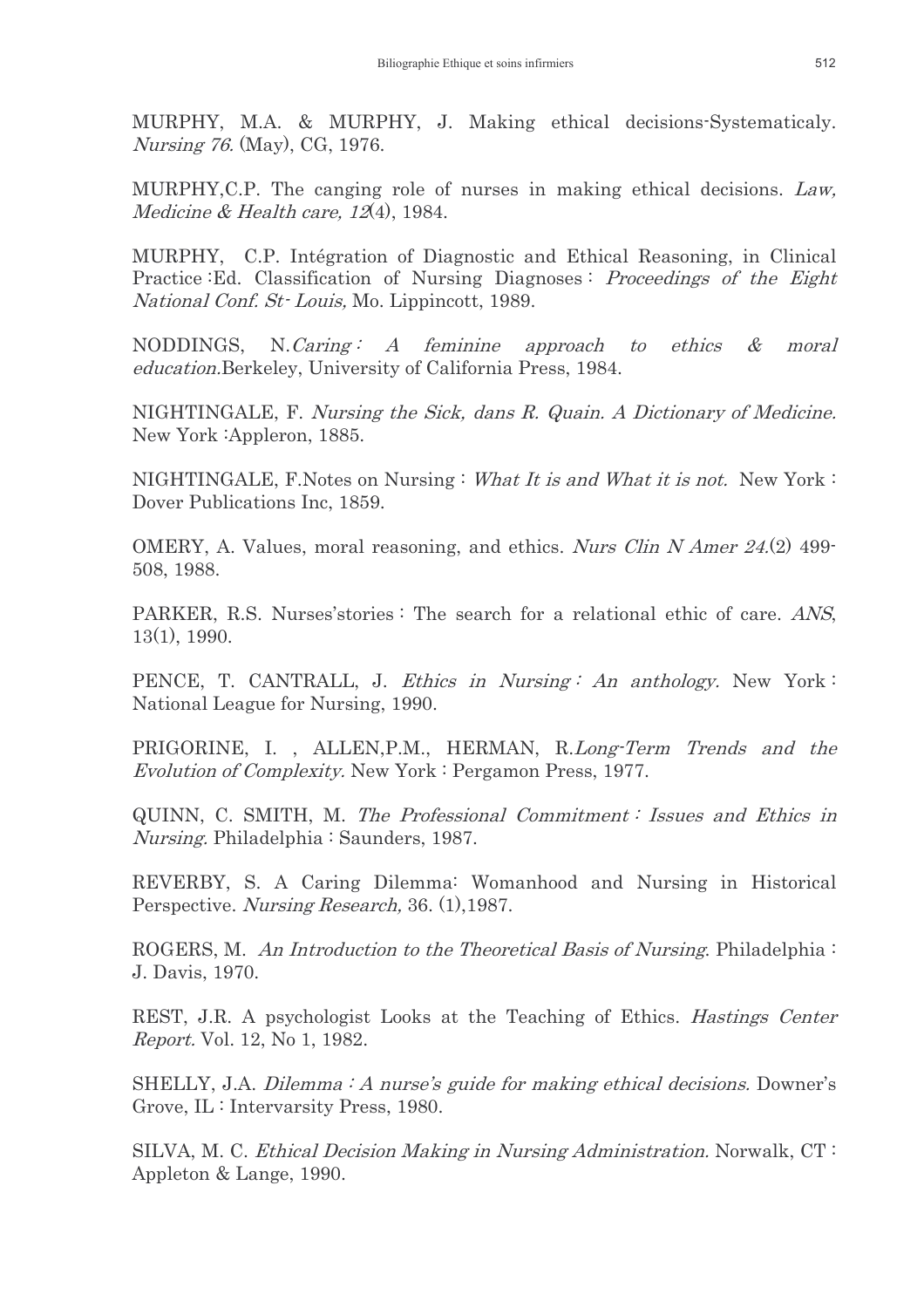MURPHY, M.A. & MURPHY, J. Making ethical decisions-Systematicaly. *Nursing 76.* (May), CG, 1976.

MURPHY,C.P. The canging role of nurses in making ethical decisions. *Law, Medicine & Health care, 12*(4), 1984.

MURPHY, C.P. Intégration of Diagnostic and Ethical Reasoning, in Clinical Practice :Ed. Classification of Nursing Diagnoses : *Proceedings of the Eight National Conf. St- Louis,* Mo. Lippincott, 1989.

NODDINGS, N.*Caring : A feminine approach to ethics & moral education.*Berkeley, University of California Press, 1984.

NIGHTINGALE, F. *Nursing the Sick, dans R. Quain. A Dictionary of Medicine.* New York :Appleron, 1885.

NIGHTINGALE, F.Notes on Nursing : *What It is and What it is not.* New York : Dover Publications Inc, 1859.

OMERY, A. Values, moral reasoning, and ethics. *Nurs Clin N Amer 24.*(2) 499-508, 1988.

PARKER, R.S. Nurses'stories : The search for a relational ethic of care. *ANS*, 13(1), 1990.

PENCE, T. CANTRALL, J. *Ethics in Nursing : An anthology.* New York : National League for Nursing, 1990.

PRIGORINE, I. , ALLEN,P.M., HERMAN, R.*Long-Term Trends and the Evolution of Complexity.* New York : Pergamon Press, 1977.

QUINN, C. SMITH, M. *The Professional Commitment : Issues and Ethics in Nursing*. Philadelphia : Saunders, 1987.

REVERBY, S. A Caring Dilemma: Womanhood and Nursing in Historical Perspective. *Nursing Research,* 36. (1),1987.

ROGERS, M. *An Introduction to the Theoretical Basis of Nursing*. Philadelphia : J. Davis, 1970.

REST, J.R. A psychologist Looks at the Teaching of Ethics. *Hastings Center Report.* Vol. 12, No 1, 1982.

SHELLY, J.A. *Dilemma : A nurse's guide for making ethical decisions.* Downer's Grove, IL : Intervarsity Press, 1980.

SILVA, M. C. *Ethical Decision Making in Nursing Administration.* Norwalk, CT : Appleton & Lange, 1990.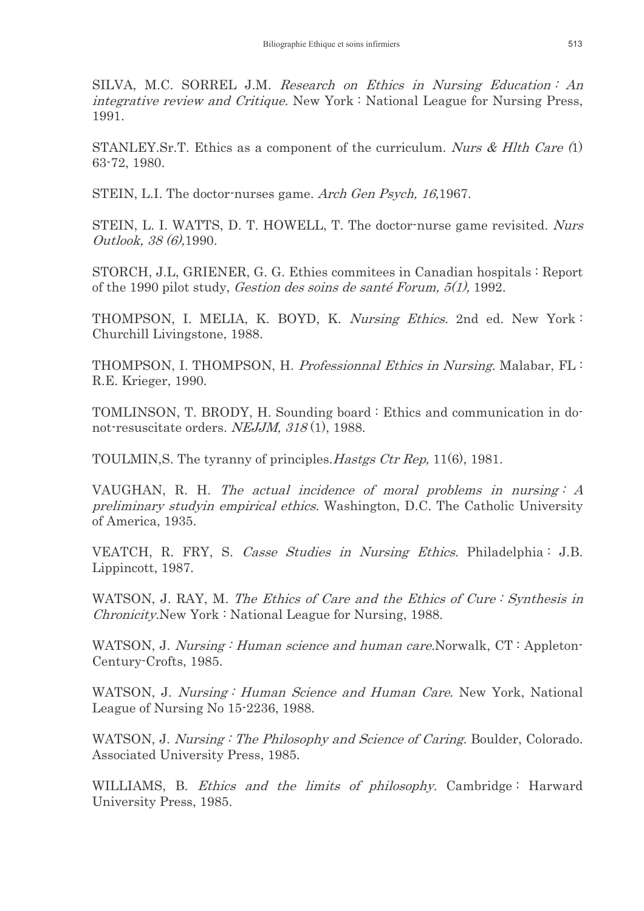SILVA, M.C. SORREL J.M. *Research on Ethics in Nursing Education : An integrative review and Critique.* New York : National League for Nursing Press, 1991.

STANLEY.Sr.T. Ethics as a component of the curriculum. *Nurs & Hlth Care (*1) 63-72, 1980.

STEIN, L.I. The doctor-nurses game. *Arch Gen Psych, 16,*1967.

STEIN, L. I. WATTS, D. T. HOWELL, T. The doctor-nurse game revisited. *Nurs Outlook, 38 (6),*1990.

STORCH, J.L, GRIENER, G. G. Ethies commitees in Canadian hospitals : Report of the 1990 pilot study, *Gestion des soins de santé Forum, 5(1),* 1992.

THOMPSON, I. MELIA, K. BOYD, K. *Nursing Ethics.* 2nd ed. New York : Churchill Livingstone, 1988.

THOMPSON, I. THOMPSON, H. *Professionnal Ethics in Nursing.* Malabar, FL : R.E. Krieger, 1990.

TOMLINSON, T. BRODY, H. Sounding board : Ethics and communication in do-not-resuscitate orders. *NEJJM, 318* (1), 1988.

TOULMIN,S. The tyranny of principles.*Hastgs Ctr Rep,* 11(6), 1981.

VAUGHAN, R. H. *The actual incidence of moral problems in nursing : A preliminary studyin empirical ethics.* Washington, D.C. The Catholic University of America, 1935.

VEATCH, R. FRY, S. *Casse Studies in Nursing Ethics.* Philadelphia : J.B. Lippincott, 1987.

WATSON, J. RAY, M. *The Ethics of Care and the Ethics of Cure : Synthesis in Chronicity.*New York : National League for Nursing, 1988.

WATSON, J. *Nursing : Human science and human care.*Norwalk, CT : Appleton-Century-Crofts, 1985.

WATSON, J. *Nursing : Human Science and Human Care.* New York, National League of Nursing No 15-2236, 1988.

WATSON, J. *Nursing : The Philosophy and Science of Caring.* Boulder, Colorado. Associated University Press, 1985.

WILLIAMS, B. *Ethics and the limits of philosophy.* Cambridge : Harward University Press, 1985.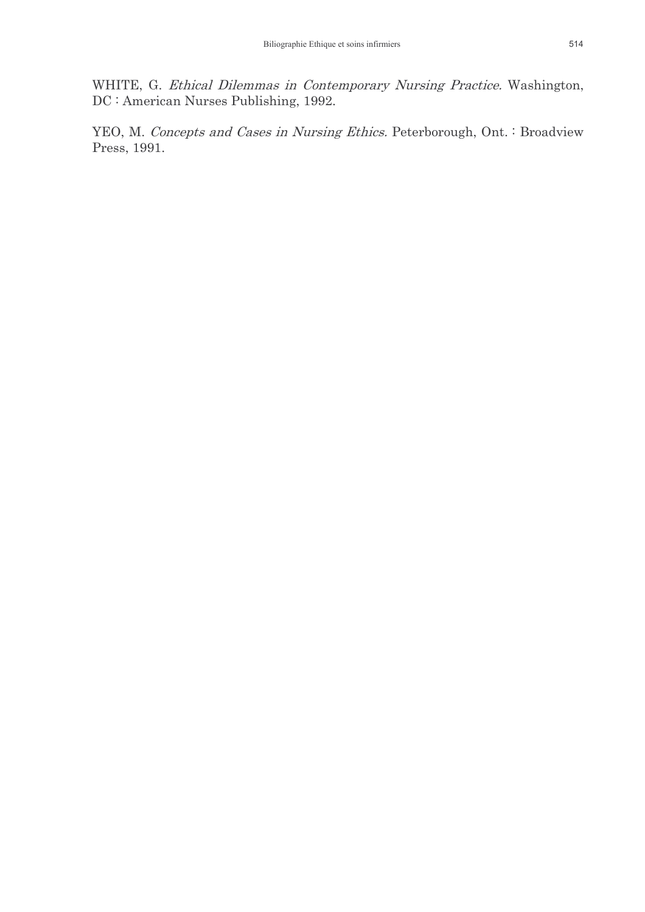WHITE, G. *Ethical Dilemmas in Contemporary Nursing Practice.* Washington, DC : American Nurses Publishing, 1992.

YEO, M. *Concepts and Cases in Nursing Ethics*. Peterborough, Ont. : Broadview Press, 1991.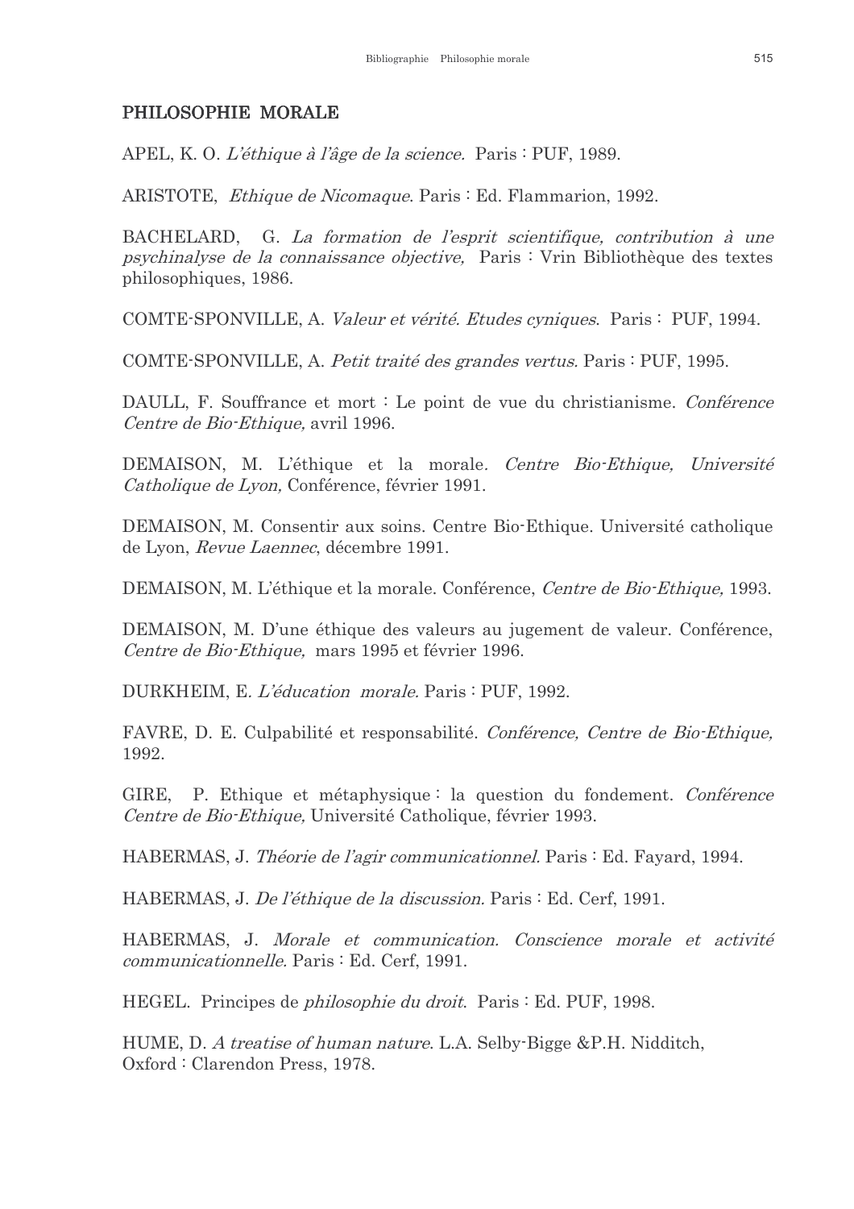## PHILOSOPHIE MORALE

APEL, K. O. *L'éthique à l'âge de la science.* Paris : PUF, 1989.

ARISTOTE, *Ethique de Nicomaque*. Paris : Ed. Flammarion, 1992.

BACHELARD, G. *La formation de l'esprit scientifique, contribution à une psychinalyse de la connaissance objective,* Paris : Vrin Bibliothèque des textes philosophiques, 1986.

COMTE-SPONVILLE, A. *Valeur et vérité. Etudes cyniques*. Paris : PUF, 1994.

COMTE-SPONVILLE, A. *Petit traité des grandes vertus.* Paris : PUF, 1995.

DAULL, F. Souffrance et mort : Le point de vue du christianisme. *Conférence Centre de Bio-Ethique,* avril 1996.

DEMAISON, M. L'éthique et la morale. *Centre Bio-Ethique, Université Catholique de Lyon,* Conférence, février 1991.

DEMAISON, M. Consentir aux soins. Centre Bio-Ethique. Université catholique de Lyon, *Revue Laennec*, décembre 1991.

DEMAISON, M. L'éthique et la morale. Conférence, *Centre de Bio-Ethique,* 1993.

DEMAISON, M. D'une éthique des valeurs au jugement de valeur. Conférence, *Centre de Bio-Ethique,* mars 1995 et février 1996.

DURKHEIM, E. *L'éducation morale.* Paris : PUF, 1992.

FAVRE, D. E. Culpabilité et responsabilité. *Conférence, Centre de Bio-Ethique,* 1992.

GIRE, P. Ethique et métaphysique : la question du fondement. *Conférence Centre de Bio-Ethique,* Université Catholique, février 1993.

HABERMAS, J. *Théorie de l'agir communicationnel.* Paris : Ed. Fayard, 1994.

HABERMAS, J. *De l'éthique de la discussion.* Paris : Ed. Cerf, 1991.

HABERMAS, J. *Morale et communication. Conscience morale et activité communicationnelle.* Paris : Ed. Cerf, 1991.

HEGEL. Principes de *philosophie du droit*. Paris : Ed. PUF, 1998.

HUME, D. *A treatise of human nature*. L.A. Selby-Bigge &P.H. Nidditch, Oxford : Clarendon Press, 1978.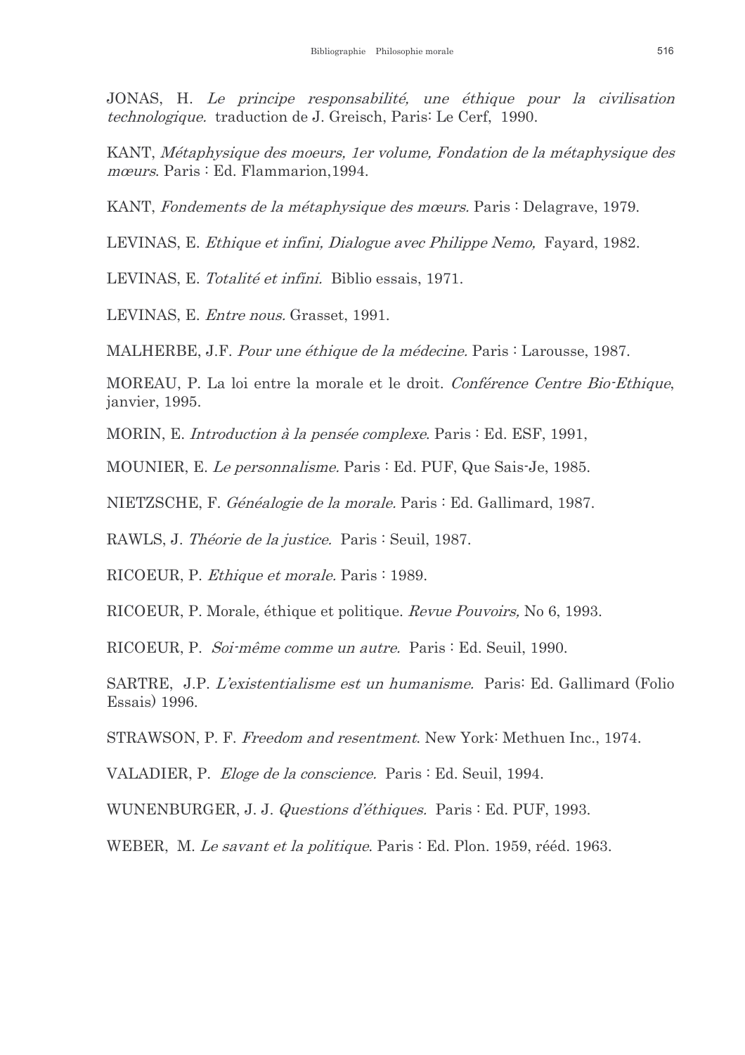JONAS, H. *Le principe responsabilité, une éthique pour la civilisation technologique.* traduction de J. Greisch, Paris: Le Cerf, 1990.

KANT, *Métaphysique des moeurs, 1er volume, Fondation de la métaphysique des mœurs*. Paris : Ed. Flammarion,1994.

KANT, *Fondements de la métaphysique des mœurs.* Paris : Delagrave, 1979.

LEVINAS, E. *Ethique et infini, Dialogue avec Philippe Nemo,* Fayard, 1982.

LEVINAS, E. *Totalité et infini.* Biblio essais, 1971.

LEVINAS, E. *Entre nous.* Grasset, 1991.

MALHERBE, J.F. *Pour une éthique de la médecine.* Paris : Larousse, 1987.

MOREAU, P. La loi entre la morale et le droit. *Conférence Centre Bio-Ethique*, janvier, 1995.

MORIN, E. *Introduction à la pensée complexe*. Paris : Ed. ESF, 1991,

MOUNIER, E. *Le personnalisme.* Paris : Ed. PUF, Que Sais-Je, 1985.

NIETZSCHE, F. *Généalogie de la morale.* Paris : Ed. Gallimard, 1987.

RAWLS, J. *Théorie de la justice.* Paris : Seuil, 1987.

RICOEUR, P. *Ethique et morale.* Paris : 1989.

RICOEUR, P. Morale, éthique et politique. *Revue Pouvoirs,* No 6, 1993.

RICOEUR, P. *Soi-même comme un autre.* Paris : Ed. Seuil, 1990.

SARTRE, J.P. *L'existentialisme est un humanisme.* Paris: Ed. Gallimard (Folio Essais) 1996.

STRAWSON, P. F. *Freedom and resentment*. New York: Methuen Inc., 1974.

VALADIER, P. *Eloge de la conscience.* Paris : Ed. Seuil, 1994.

WUNENBURGER, J. J. *Questions d'éthiques.* Paris : Ed. PUF, 1993.

WEBER, M. *Le savant et la politique*. Paris : Ed. Plon. 1959, rééd. 1963.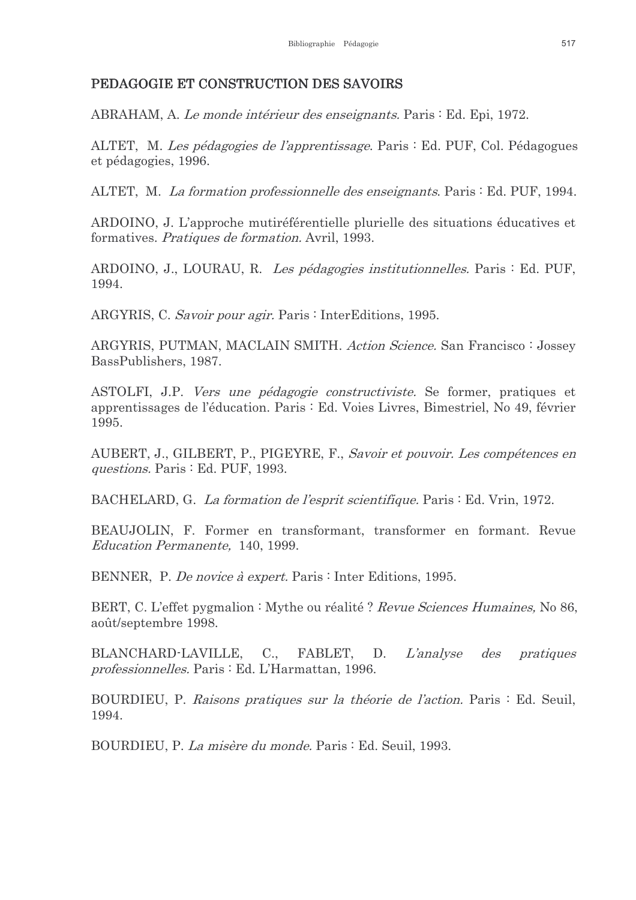## PEDAGOGIE ET CONSTRUCTION DES SAVOIRS

ABRAHAM, A. *Le monde intérieur des enseignants.* Paris : Ed. Epi, 1972.

ALTET, M. *Les pédagogies de l'apprentissage*. Paris : Ed. PUF, Col. Pédagogues et pédagogies, 1996.

ALTET, M. *La formation professionnelle des enseignants*. Paris : Ed. PUF, 1994.

ARDOINO, J. L'approche mutiréférentielle plurielle des situations éducatives et formatives. *Pratiques de formation.* Avril, 1993.

ARDOINO, J., LOURAU, R. *Les pédagogies institutionnelles.* Paris : Ed. PUF, 1994.

ARGYRIS, C. *Savoir pour agir.* Paris : InterEditions, 1995.

ARGYRIS, PUTMAN, MACLAIN SMITH. *Action Science.* San Francisco : Jossey BassPublishers, 1987.

ASTOLFI, J.P. *Vers une pédagogie constructiviste.* Se former, pratiques et apprentissages de l'éducation. Paris : Ed. Voies Livres, Bimestriel, No 49, février 1995.

AUBERT, J., GILBERT, P., PIGEYRE, F., *Savoir et pouvoir. Les compétences en questions.* Paris : Ed. PUF, 1993.

BACHELARD, G. *La formation de l'esprit scientifique.* Paris : Ed. Vrin, 1972.

BEAUJOLIN, F. Former en transformant, transformer en formant. Revue *Education Permanente,* 140, 1999.

BENNER, P. *De novice à expert.* Paris : Inter Editions, 1995.

BERT, C. L'effet pygmalion : Mythe ou réalité ? *Revue Sciences Humaines,* No 86, août/septembre 1998.

BLANCHARD-LAVILLE, C., FABLET, D. *L'analyse des pratiques professionnelles.* Paris : Ed. L'Harmattan, 1996.

BOURDIEU, P. *Raisons pratiques sur la théorie de l'action.* Paris : Ed. Seuil, 1994.

BOURDIEU, P. *La misère du monde.* Paris : Ed. Seuil, 1993.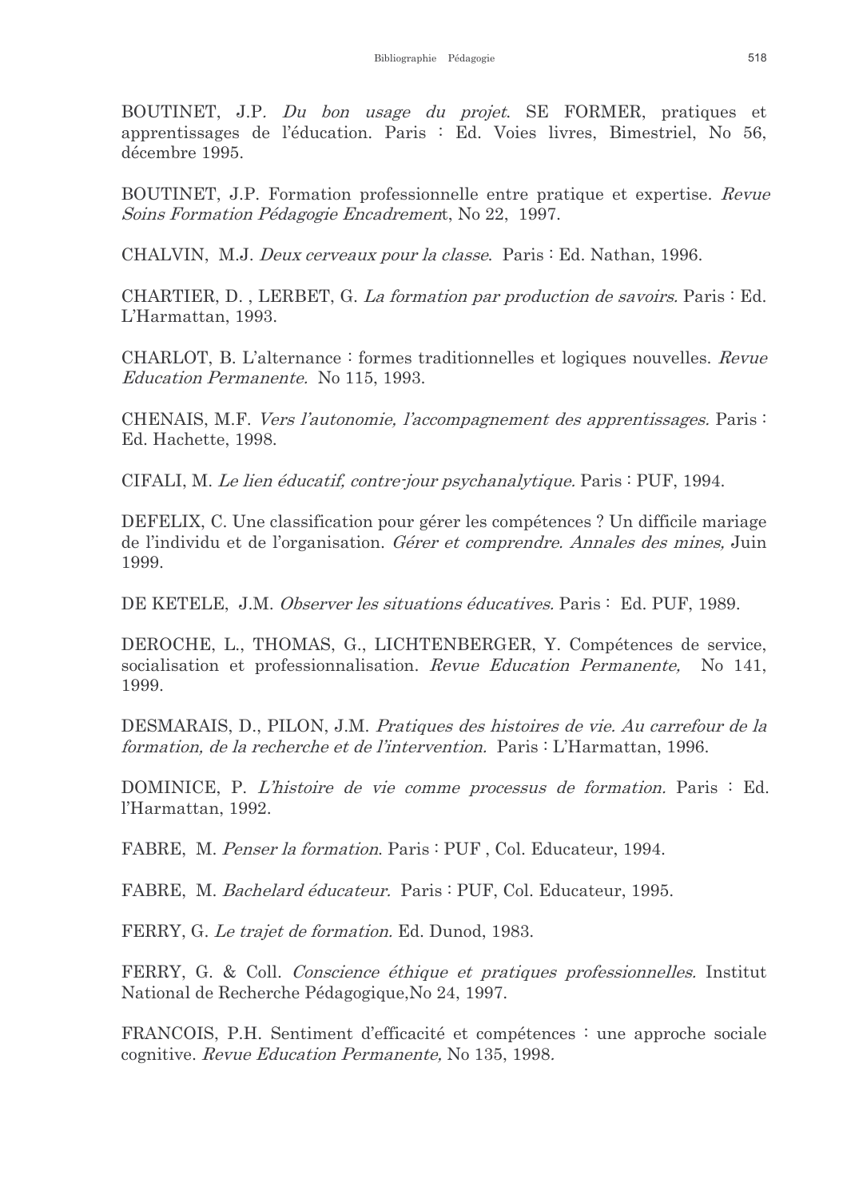BOUTINET, J.P. *Du bon usage du projet*. SE FORMER, pratiques et apprentissages de l'éducation. Paris : Ed. Voies livres, Bimestriel, No 56, décembre 1995.

BOUTINET, J.P. Formation professionnelle entre pratique et expertise. *Revue Soins Formation Pédagogie Encadrement*, No 22, 1997.

CHALVIN, M.J. *Deux cerveaux pour la classe*. Paris : Ed. Nathan, 1996.

CHARTIER, D. , LERBET, G. *La formation par production de savoirs.* Paris : Ed. L'Harmattan, 1993.

CHARLOT, B. L'alternance : formes traditionnelles et logiques nouvelles. *Revue Education Permanente.* No 115, 1993.

CHENAIS, M.F. *Vers l'autonomie, l'accompagnement des apprentissages.* Paris : Ed. Hachette, 1998.

CIFALI, M. *Le lien éducatif, contre-jour psychanalytique.* Paris : PUF, 1994.

DEFELIX, C. Une classification pour gérer les compétences ? Un difficile mariage de l'individu et de l'organisation. *Gérer et comprendre. Annales des mines,* Juin 1999.

DE KETELE, J.M. *Observer les situations éducatives.* Paris : Ed. PUF, 1989.

DEROCHE, L., THOMAS, G., LICHTENBERGER, Y. Compétences de service, socialisation et professionnalisation. *Revue Education Permanente,* No 141, 1999.

DESMARAIS, D., PILON, J.M. *Pratiques des histoires de vie. Au carrefour de la formation, de la recherche et de l'intervention.* Paris : L'Harmattan, 1996.

DOMINICE, P. *L'histoire de vie comme processus de formation.* Paris : Ed. l'Harmattan, 1992.

FABRE, M. *Penser la formation*. Paris : PUF , Col. Educateur, 1994.

FABRE, M. *Bachelard éducateur.* Paris : PUF, Col. Educateur, 1995.

FERRY, G. *Le trajet de formation.* Ed. Dunod, 1983.

FERRY, G. & Coll. *Conscience éthique et pratiques professionnelles.* Institut National de Recherche Pédagogique,No 24, 1997.

FRANCOIS, P.H. Sentiment d'efficacité et compétences : une approche sociale cognitive. *Revue Education Permanente,* No 135, 1998.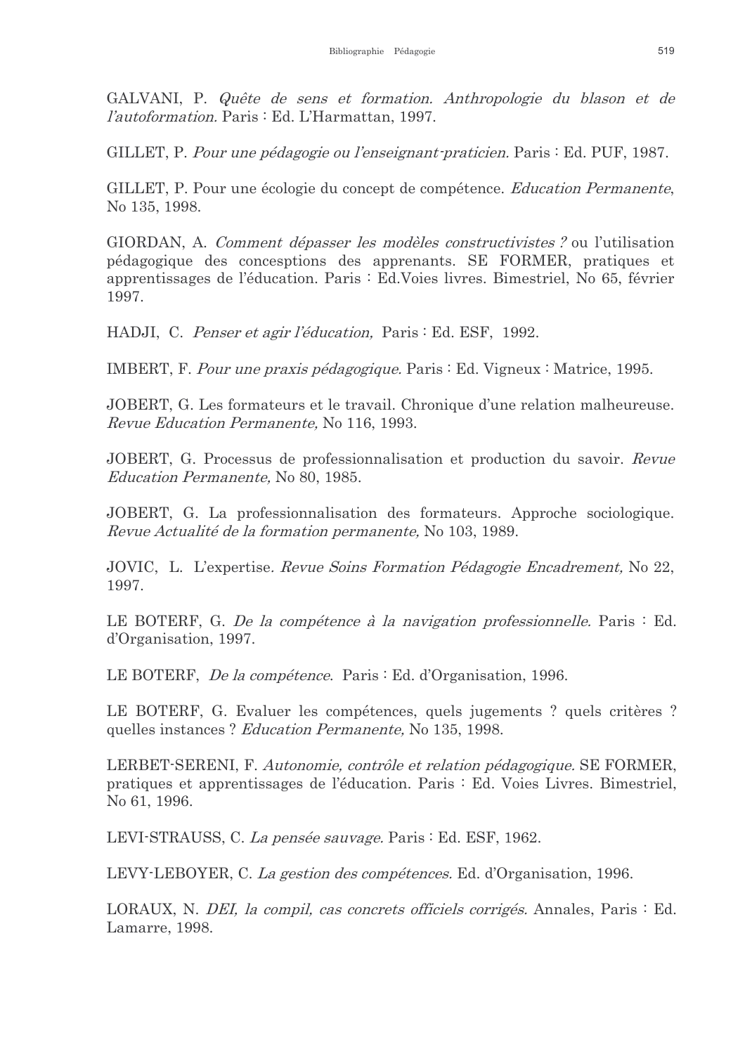GALVANI, P. *Quête de sens et formation. Anthropologie du blason et de l'autoformation.* Paris : Ed. L'Harmattan, 1997.

GILLET, P. *Pour une pédagogie ou l'enseignant-praticien.* Paris : Ed. PUF, 1987.

GILLET, P. Pour une écologie du concept de compétence. *Education Permanente*, No 135, 1998.

GIORDAN, A. *Comment dépasser les modèles constructivistes ?* ou l'utilisation pédagogique des concesptions des apprenants. SE FORMER, pratiques et apprentissages de l'éducation. Paris : Ed.Voies livres. Bimestriel, No 65, février 1997.

HADJI, C. *Penser et agir l'éducation,* Paris : Ed. ESF, 1992.

IMBERT, F. *Pour une praxis pédagogique.* Paris : Ed. Vigneux : Matrice, 1995.

JOBERT, G. Les formateurs et le travail. Chronique d'une relation malheureuse. *Revue Education Permanente,* No 116, 1993.

JOBERT, G. Processus de professionnalisation et production du savoir. *Revue Education Permanente,* No 80, 1985.

JOBERT, G. La professionnalisation des formateurs. Approche sociologique. *Revue Actualité de la formation permanente,* No 103, 1989.

JOVIC, L. L'expertise. *Revue Soins Formation Pédagogie Encadrement,* No 22, 1997.

LE BOTERF, G. *De la compétence à la navigation professionnelle.* Paris : Ed. d'Organisation, 1997.

LE BOTERF, *De la compétence.* Paris : Ed. d'Organisation, 1996.

LE BOTERF, G. Evaluer les compétences, quels jugements ? quels critères ? quelles instances ? *Education Permanente,* No 135, 1998.

LERBET-SERENI, F. *Autonomie, contrôle et relation pédagogique.* SE FORMER, pratiques et apprentissages de l'éducation. Paris : Ed. Voies Livres. Bimestriel, No 61, 1996.

LEVI-STRAUSS, C. *La pensée sauvage.* Paris : Ed. ESF, 1962.

LEVY-LEBOYER, C. *La gestion des compétences.* Ed. d'Organisation, 1996.

LORAUX, N. *DEI, la compil, cas concrets officiels corrigés.* Annales, Paris : Ed. Lamarre, 1998.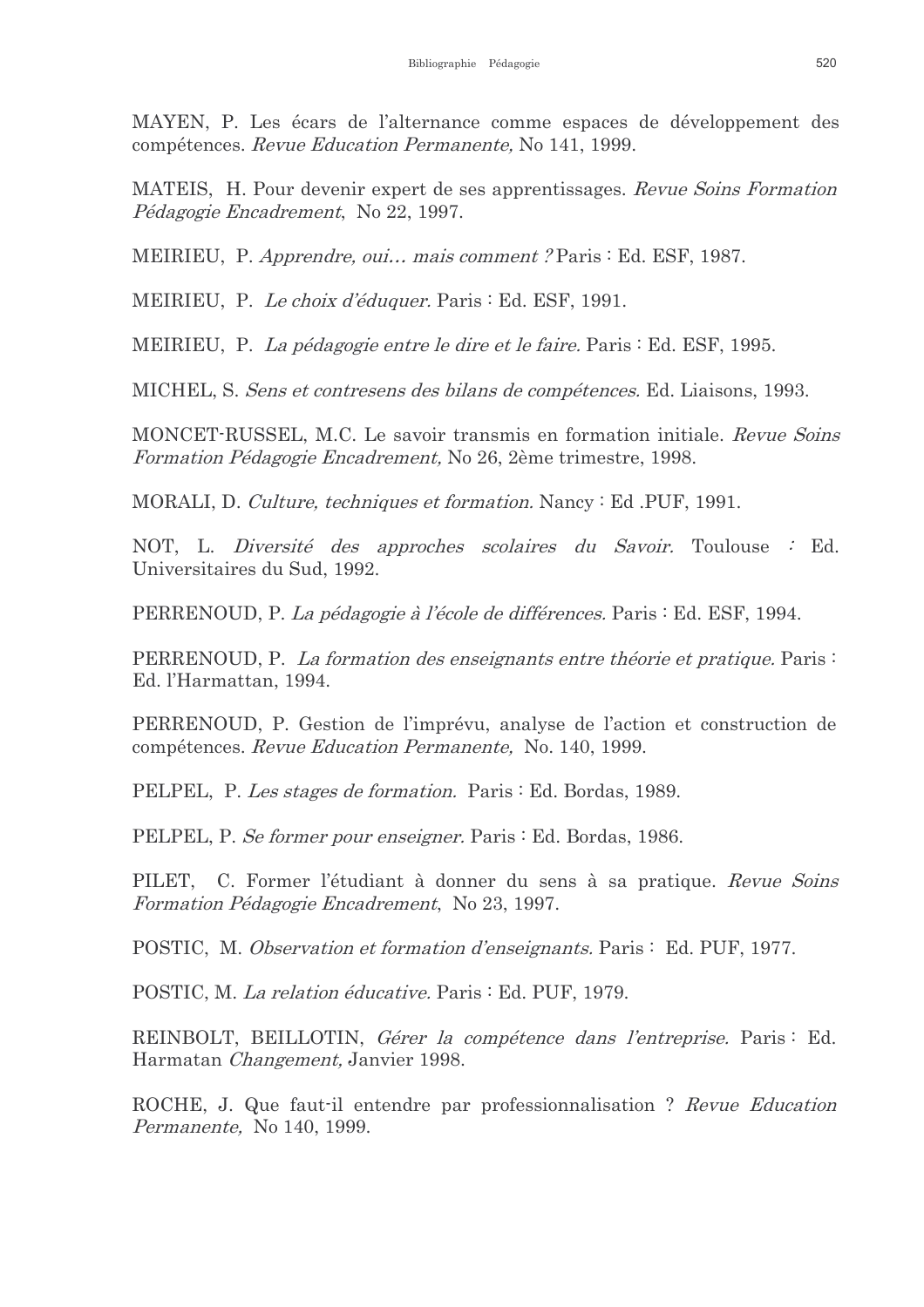MAYEN, P. Les écarts de l'alternance comme espaces de développement des compétences. *Revue Education Permanente,* No 141, 1999.

MATEIS, H. Pour devenir expert de ses apprentissages. *Revue Soins Formation Pédagogie Encadrement*, No 22, 1997.

MEIRIEU, P. *Apprendre, oui… mais comment ?* Paris : Ed. ESF, 1987.

MEIRIEU, P. *Le choix d'éduquer.* Paris : Ed. ESF, 1991.

MEIRIEU, P. *La pédagogie entre le dire et le faire.* Paris : Ed. ESF, 1995.

MICHEL, S. *Sens et contresens des bilans de compétences.* Ed. Liaisons, 1993.

MONCET-RUSSEL, M.C. Le savoir transmis en formation initiale. *Revue Soins Formation Pédagogie Encadrement,* No 26, 2ème trimestre, 1998.

MORALI, D. *Culture, techniques et formation.* Nancy : Ed .PUF, 1991.

NOT, L. *Diversité des approches scolaires du Savoir.* Toulouse : Ed. Universitaires du Sud, 1992.

PERRENOUD, P. *La pédagogie à l'école de différences.* Paris : Ed. ESF, 1994.

PERRENOUD, P. *La formation des enseignants entre théorie et pratique.* Paris : Ed. l'Harmattan, 1994.

PERRENOUD, P. Gestion de l'imprévu, analyse de l'action et construction de compétences. *Revue Education Permanente,* No. 140, 1999.

PELPEL, P. *Les stages de formation.* Paris : Ed. Bordas, 1989.

PELPEL, P. *Se former pour enseigner.* Paris : Ed. Bordas, 1986.

PILET, C. Former l'étudiant à donner du sens à sa pratique. *Revue Soins Formation Pédagogie Encadrement*, No 23, 1997.

POSTIC, M. *Observation et formation d'enseignants.* Paris : Ed. PUF, 1977.

POSTIC, M. *La relation éducative.* Paris : Ed. PUF, 1979.

REINBOLT, BEILLOTIN, *Gérer la compétence dans l'entreprise.* Paris : Ed. Harmatan *Changement,* Janvier 1998.

ROCHE, J. Que faut-il entendre par professionnalisation ? *Revue Education Permanente,* No 140, 1999.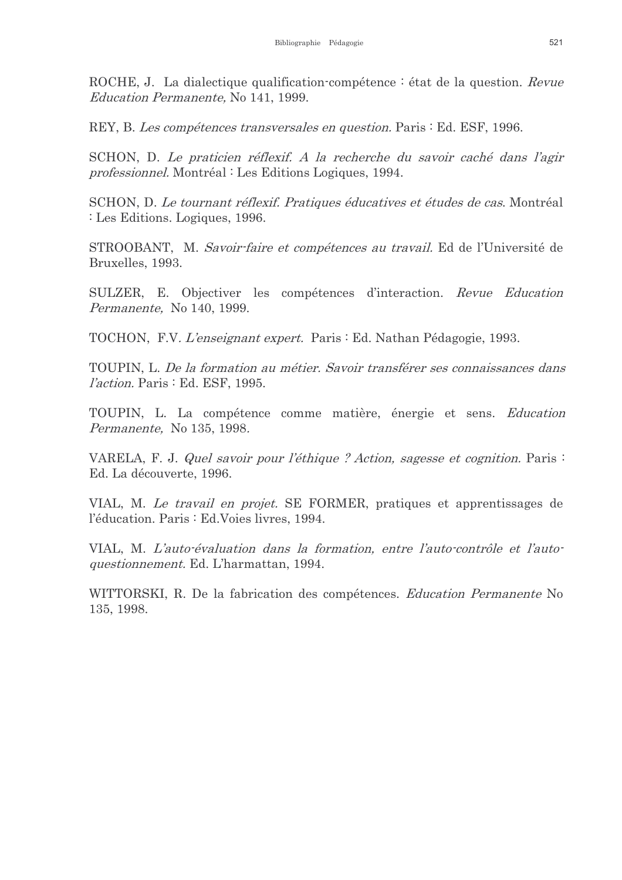ROCHE, J. La dialectique qualification-compétence : état de la question. *Revue Education Permanente,* No 141, 1999.

REY, B. *Les compétences transversales en question.* Paris : Ed. ESF, 1996.

SCHON, D. *Le praticien réflexif. A la recherche du savoir caché dans l'agir professionnel.* Montréal : Les Editions Logiques, 1994.

SCHON, D. *Le tournant réflexif. Pratiques éducatives et études de cas.* Montréal : Les Editions. Logiques, 1996.

STROOBANT, M. *Savoir-faire et compétences au travail.* Ed de l'Université de Bruxelles, 1993.

SULZER, E. Objectiver les compétences d'interaction. *Revue Education Permanente,* No 140, 1999.

TOCHON, F.V. *L'enseignant expert.* Paris : Ed. Nathan Pédagogie, 1993.

TOUPIN, L. *De la formation au métier. Savoir transférer ses connaissances dans l'action.* Paris : Ed. ESF, 1995.

TOUPIN, L. La compétence comme matière, énergie et sens. *Education Permanente,* No 135, 1998.

VARELA, F. J. *Quel savoir pour l'éthique ? Action, sagesse et cognition.* Paris : Ed. La découverte, 1996.

VIAL, M. *Le travail en projet.* SE FORMER, pratiques et apprentissages de l'éducation. Paris : Ed.Voies livres, 1994.

VIAL, M. *L'auto-évaluation dans la formation, entre l'auto-contrôle et l'auto-questionnement.* Ed. L'harmattan, 1994.

WITTORSKI, R. De la fabrication des compétences. *Education Permanente* No 135, 1998.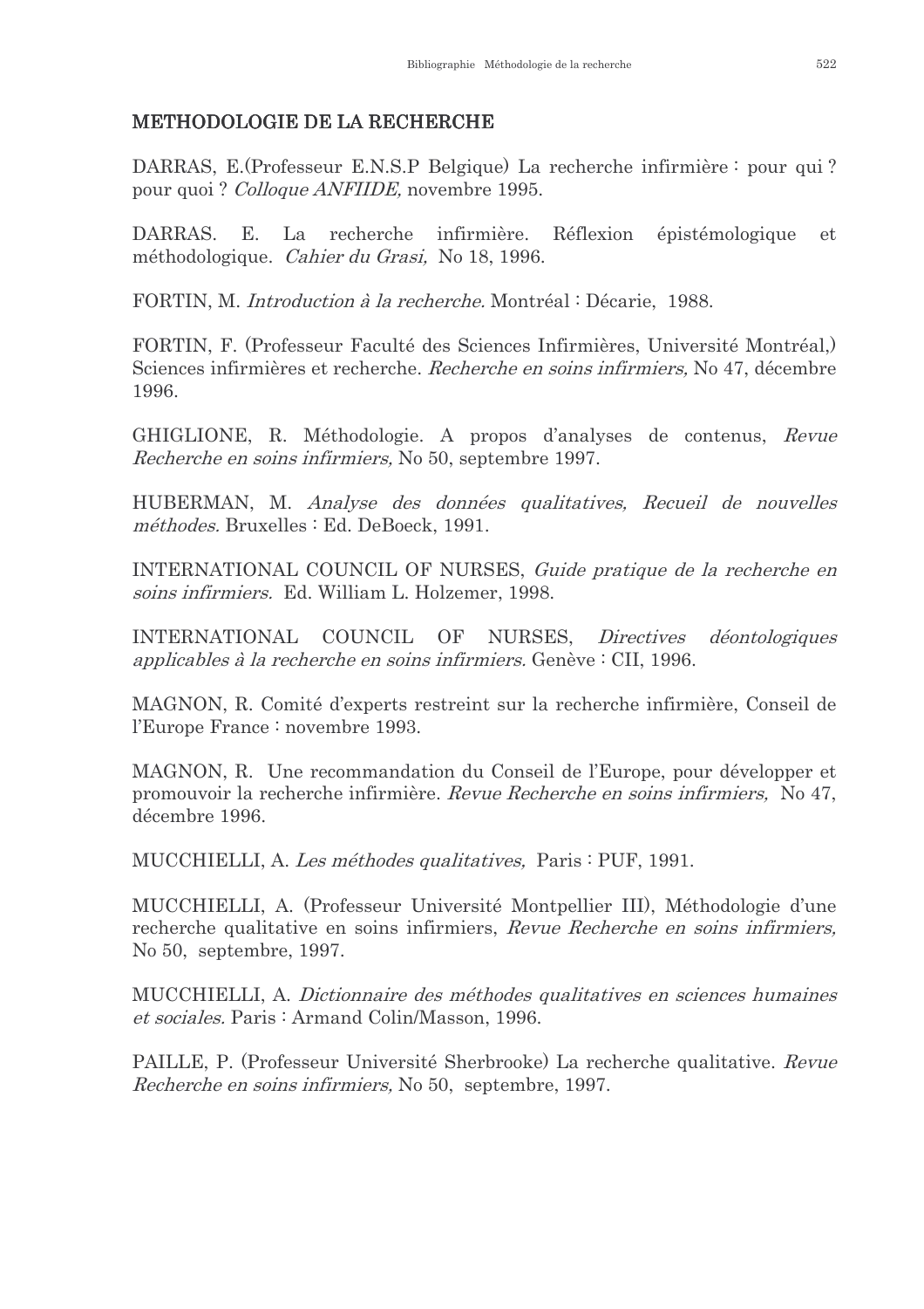## METHODOLOGIE DE LA RECHERCHE

DARRAS, E.(Professeur E.N.S.P Belgique) La recherche infirmière : pour qui ? pour quoi ? *Colloque ANFIIDE,* novembre 1995.

DARRAS. E. La recherche infirmière. Réflexion épistémologique et méthodologique. *Cahier du Grasi,* No 18, 1996.

FORTIN, M. *Introduction à la recherche.* Montréal : Décarie, 1988.

FORTIN, F. (Professeur Faculté des Sciences Infirmières, Université Montréal,) Sciences infirmières et recherche. *Recherche en soins infirmiers,* No 47, décembre 1996.

GHIGLIONE, R. Méthodologie. A propos d'analyses de contenus, *Revue Recherche en soins infirmiers,* No 50, septembre 1997.

HUBERMAN, M. *Analyse des données qualitatives, Recueil de nouvelles méthodes.* Bruxelles : Ed. DeBoeck, 1991.

INTERNATIONAL COUNCIL OF NURSES, *Guide pratique de la recherche en soins infirmiers.* Ed. William L. Holzemer, 1998.

INTERNATIONAL COUNCIL OF NURSES, *Directives déontologiques applicables à la recherche en soins infirmiers.* Genève : CII, 1996.

MAGNON, R. Comité d'experts restreint sur la recherche infirmière, Conseil de l'Europe France : novembre 1993.

MAGNON, R. Une recommandation du Conseil de l'Europe, pour développer et promouvoir la recherche infirmière. *Revue Recherche en soins infirmiers,* No 47, décembre 1996.

MUCCHIELLI, A. *Les méthodes qualitatives,* Paris : PUF, 1991.

MUCCHIELLI, A. (Professeur Université Montpellier III), Méthodologie d'une recherche qualitative en soins infirmiers, *Revue Recherche en soins infirmiers,* No 50, septembre, 1997.

MUCCHIELLI, A. *Dictionnaire des méthodes qualitatives en sciences humaines et sociales.* Paris : Armand Colin/Masson, 1996.

PAILLE, P. (Professeur Université Sherbrooke) La recherche qualitative. *Revue Recherche en soins infirmiers,* No 50, septembre, 1997.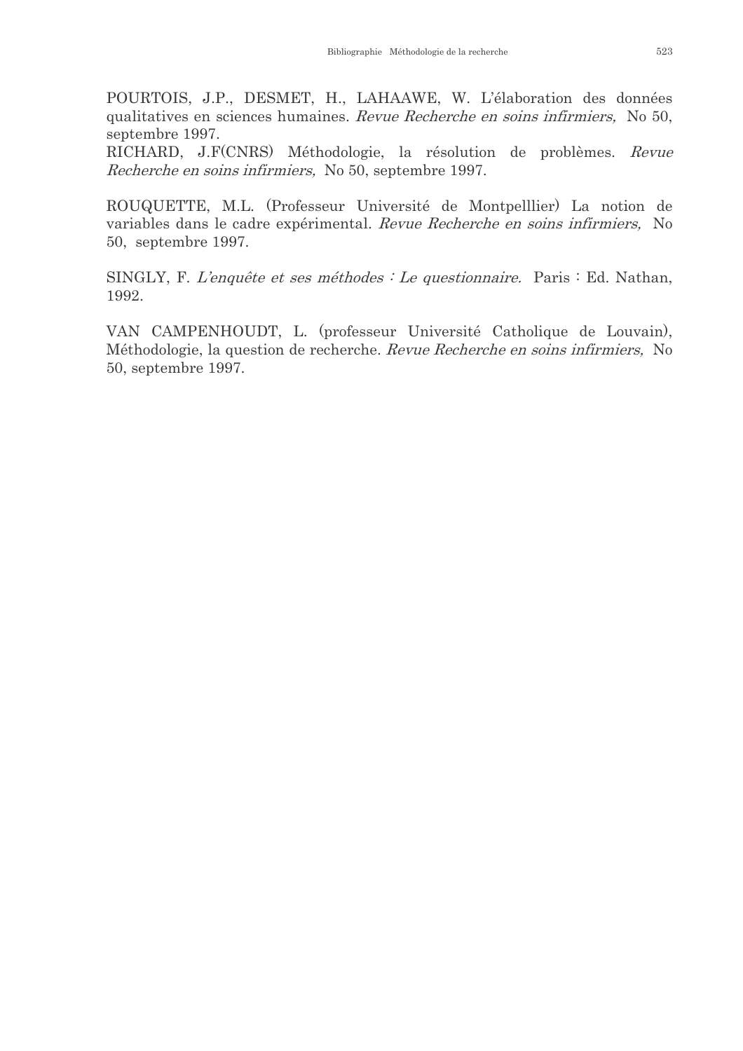POURTOIS, J.P., DESMET, H., LAHAAWE, W. L'élaboration des données qualitatives en sciences humaines. *Revue Recherche en soins infirmiers,* No 50, septembre 1997.

RICHARD, J.F(CNRS) Méthodologie, la résolution de problèmes. *Revue Recherche en soins infirmiers,* No 50, septembre 1997.

ROUQUETTE, M.L. (Professeur Université de Montpelllier) La notion de variables dans le cadre expérimental. *Revue Recherche en soins infirmiers,* No 50, septembre 1997.

SINGLY, F. *L'enquête et ses méthodes : Le questionnaire.* Paris : Ed. Nathan, 1992.

VAN CAMPENHOUDT, L. (professeur Université Catholique de Louvain), Méthodologie, la question de recherche. *Revue Recherche en soins infirmiers,* No 50, septembre 1997.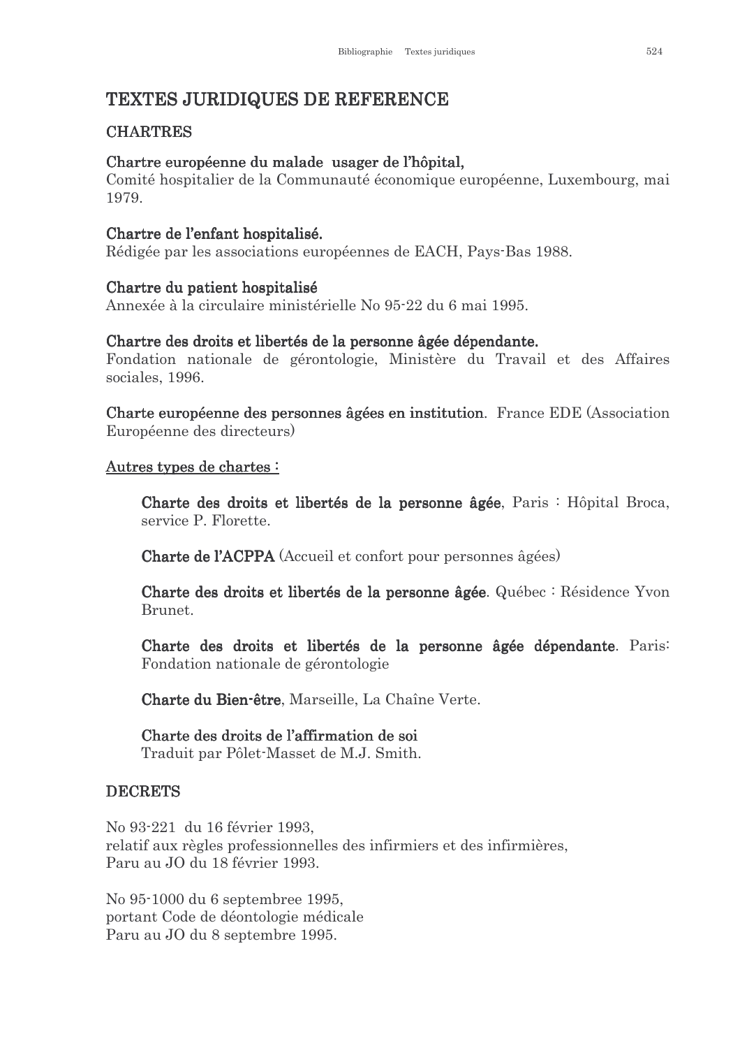# TEXTES JURIDIQUES DE REFERENCE

## CHARTRES

**Chartre européenne du malade usager de l'hôpital,**
Comité hospitalier de la Communauté économique européenne, Luxembourg, mai 1979.

**Chartre de l'enfant hospitalisé.**
Rédigée par les associations européennes de EACH, Pays-Bas 1988.

**Chartre du patient hospitalisé**
Annexée à la circulaire ministérielle No 95-22 du 6 mai 1995.

**Chartre des droits et libertés de la personne âgée dépendante.**
Fondation nationale de gérontologie, Ministère du Travail et des Affaires sociales, 1996.

**Charte européenne des personnes âgées en institution**. France EDE (Association Européenne des directeurs)

<u>Autres types de chartes :</u>

> **Charte des droits et libertés de la personne âgée**, Paris : Hôpital Broca, service P. Florette.
>
> **Charte de l'ACPPA** (Accueil et confort pour personnes âgées)
>
> **Charte des droits et libertés de la personne âgée**. Québec : Résidence Yvon Brunet.
>
> **Charte des droits et libertés de la personne âgée dépendante**. Paris: Fondation nationale de gérontologie
>
> **Charte du Bien-être**, Marseille, La Chaîne Verte.
>
> **Charte des droits de l'affirmation de soi**
> Traduit par Pôlet-Masset de M.J. Smith.

## DECRETS

No 93-221 du 16 février 1993,
relatif aux règles professionnelles des infirmiers et des infirmières,
Paru au JO du 18 février 1993.

No 95-1000 du 6 septembree 1995,
portant Code de déontologie médicale
Paru au JO du 8 septembre 1995.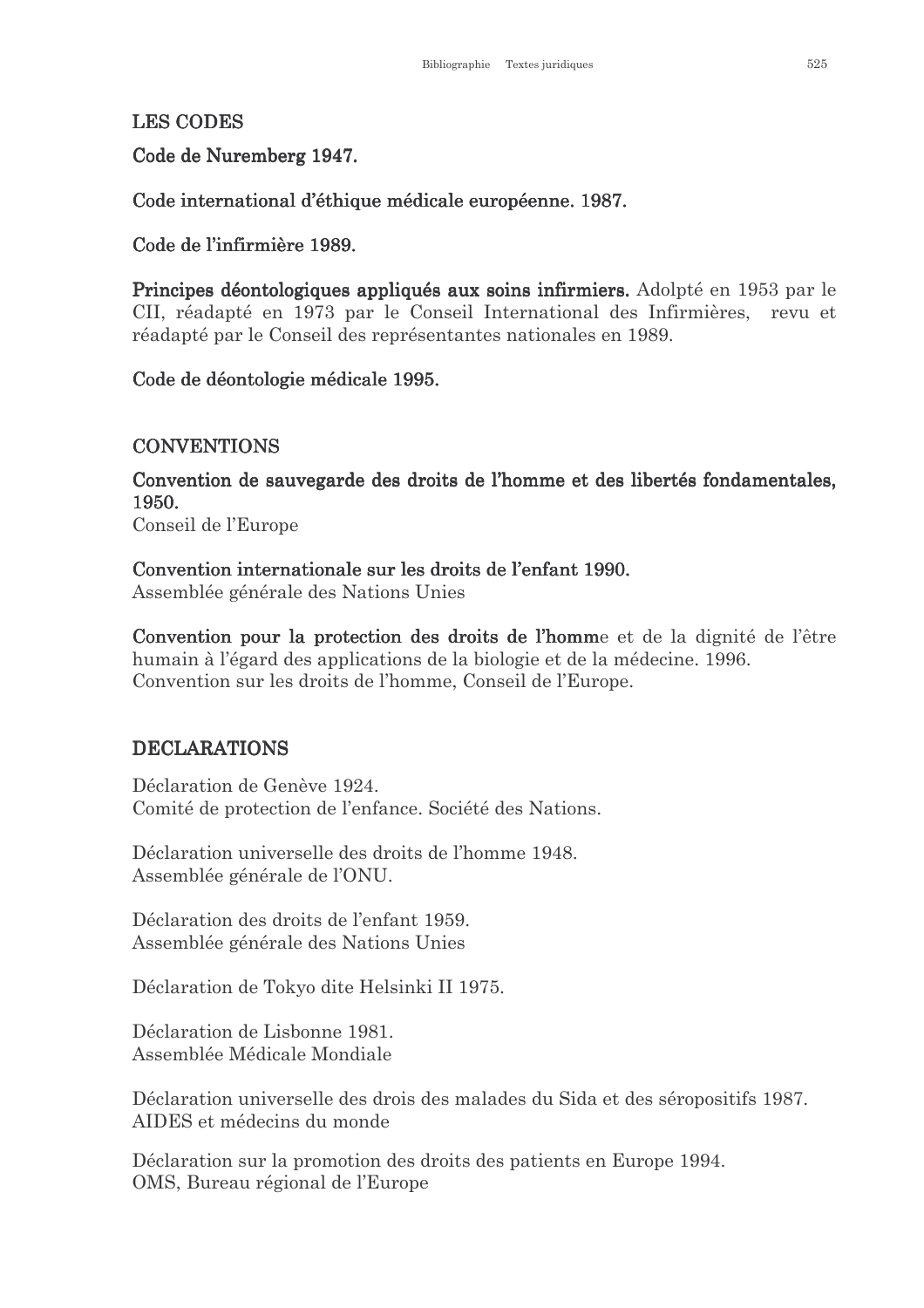## LES CODES

**Code de Nuremberg 1947.**

**Code international d'éthique médicale européenne. 1987.**

**Code de l'infirmière 1989.**

**Principes déontologiques appliqués aux soins infirmiers.** Adolpté en 1953 par le CII, réadapté en 1973 par le Conseil International des Infirmières, revu et réadapté par le Conseil des représentantes nationales en 1989.

**Code de déontologie médicale 1995.**

## CONVENTIONS

**Convention de sauvegarde des droits de l'homme et des libertés fondamentales, 1950.**
Conseil de l'Europe

**Convention internationale sur les droits de l'enfant 1990.**
Assemblée générale des Nations Unies

**Convention pour la protection des droits de l'homm**e et de la dignité de l'être humain à l'égard des applications de la biologie et de la médecine. 1996.
Convention sur les droits de l'homme, Conseil de l'Europe.

## DECLARATIONS

Déclaration de Genève 1924.
Comité de protection de l'enfance. Société des Nations.

Déclaration universelle des droits de l'homme 1948.
Assemblée générale de l'ONU.

Déclaration des droits de l'enfant 1959.
Assemblée générale des Nations Unies

Déclaration de Tokyo dite Helsinki II 1975.

Déclaration de Lisbonne 1981.
Assemblée Médicale Mondiale

Déclaration universelle des drois des malades du Sida et des séropositifs 1987.
AIDES et médecins du monde

Déclaration sur la promotion des droits des patients en Europe 1994.
OMS, Bureau régional de l'Europe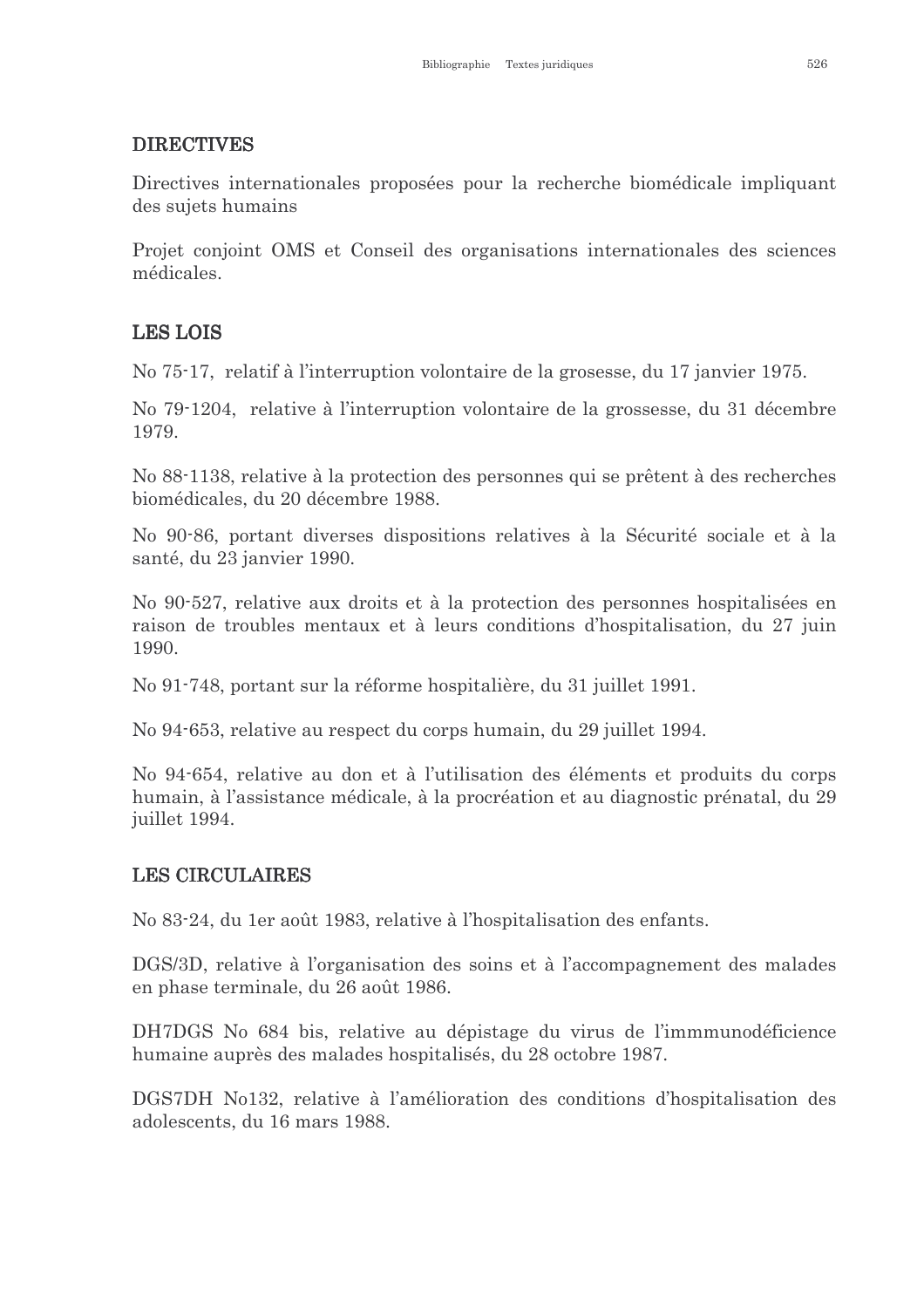## DIRECTIVES

Directives internationales proposées pour la recherche biomédicale impliquant des sujets humains

Projet conjoint OMS et Conseil des organisations internationales des sciences médicales.

## LES LOIS

No 75-17, relatif à l'interruption volontaire de la grosesse, du 17 janvier 1975.

No 79-1204, relative à l'interruption volontaire de la grossesse, du 31 décembre 1979.

No 88-1138, relative à la protection des personnes qui se prêtent à des recherches biomédicales, du 20 décembre 1988.

No 90-86, portant diverses dispositions relatives à la Sécurité sociale et à la santé, du 23 janvier 1990.

No 90-527, relative aux droits et à la protection des personnes hospitalisées en raison de troubles mentaux et à leurs conditions d'hospitalisation, du 27 juin 1990.

No 91-748, portant sur la réforme hospitalière, du 31 juillet 1991.

No 94-653, relative au respect du corps humain, du 29 juillet 1994.

No 94-654, relative au don et à l'utilisation des éléments et produits du corps humain, à l'assistance médicale, à la procréation et au diagnostic prénatal, du 29 juillet 1994.

## LES CIRCULAIRES

No 83-24, du 1er août 1983, relative à l'hospitalisation des enfants.

DGS/3D, relative à l'organisation des soins et à l'accompagnement des malades en phase terminale, du 26 août 1986.

DH7DGS No 684 bis, relative au dépistage du virus de l'immmunodéficience humaine auprès des malades hospitalisés, du 28 octobre 1987.

DGS7DH No132, relative à l'amélioration des conditions d'hospitalisation des adolescents, du 16 mars 1988.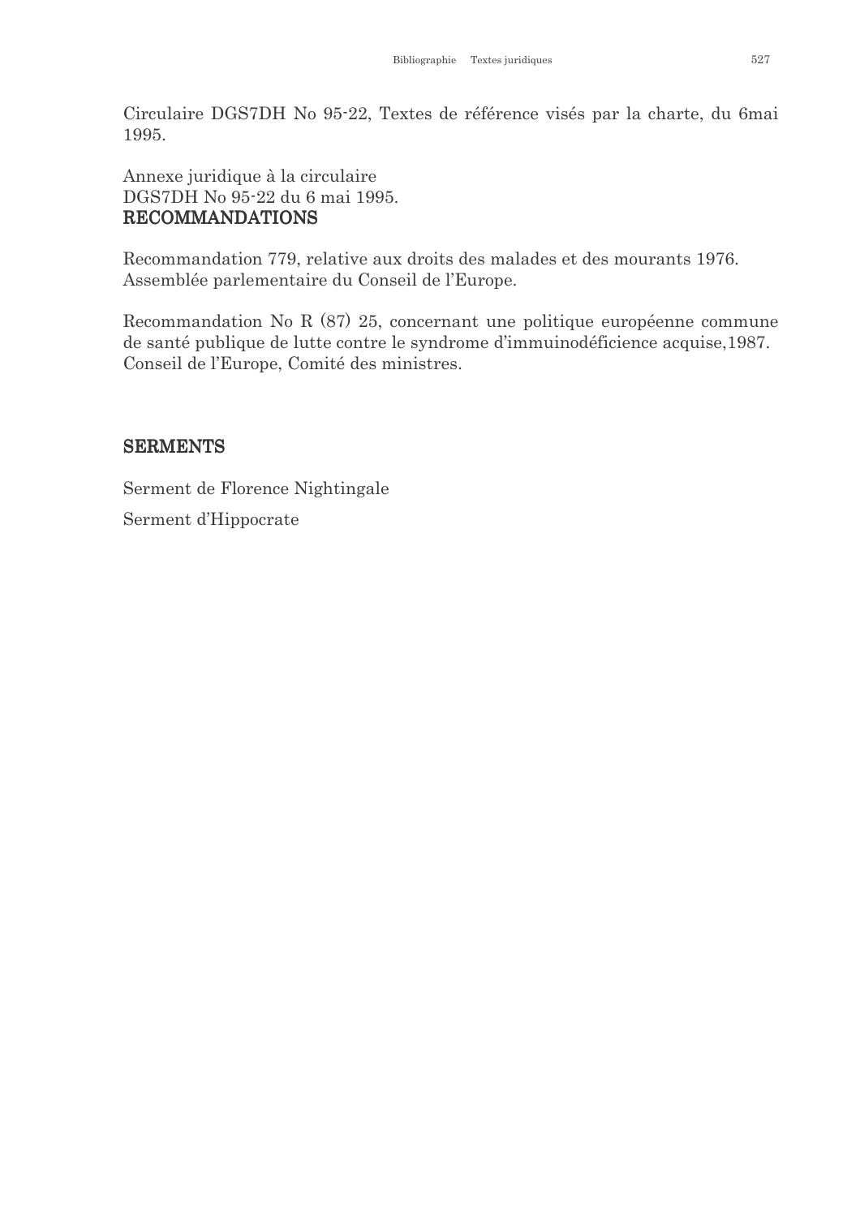Circulaire DGS7DH No 95-22, Textes de référence visés par la charte, du 6mai 1995.

Annexe juridique à la circulaire
DGS7DH No 95-22 du 6 mai 1995.

## RECOMMANDATIONS

Recommandation 779, relative aux droits des malades et des mourants 1976.
Assemblée parlementaire du Conseil de l'Europe.

Recommandation No R (87) 25, concernant une politique européenne commune de santé publique de lutte contre le syndrome d'immuinodéficience acquise,1987.
Conseil de l'Europe, Comité des ministres.

## SERMENTS

Serment de Florence Nightingale

Serment d'Hippocrate